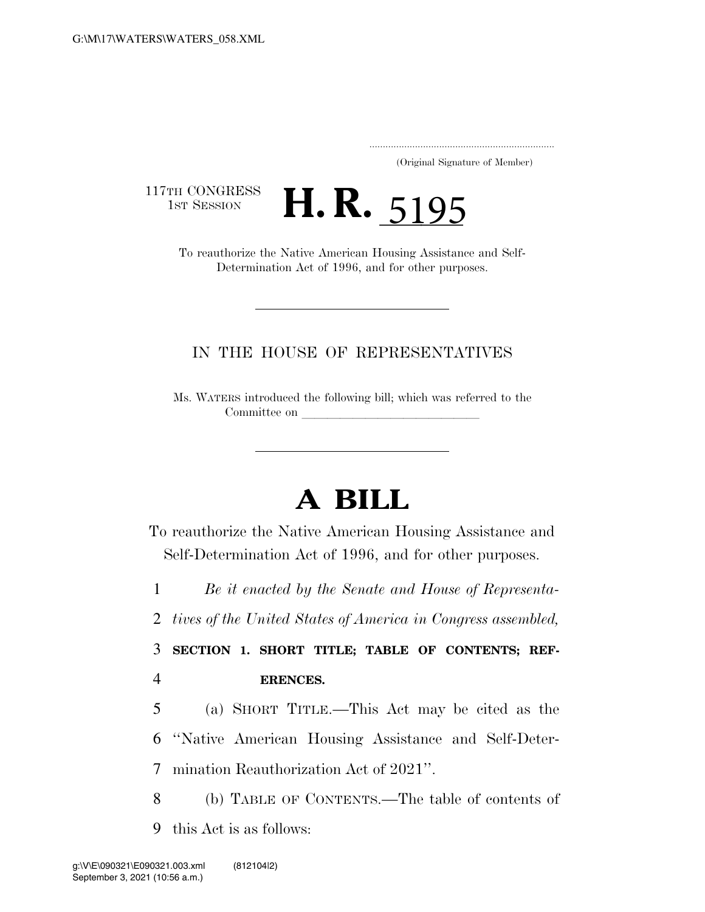(Original Signature of Member)

117TH CONGRESS
1ST SESSION

# H. R. 5195

To reauthorize the Native American Housing Assistance and Self-Determination Act of 1996, and for other purposes.

IN THE HOUSE OF REPRESENTATIVES

Ms. WATERS introduced the following bill; which was referred to the Committee on \_\_\_\_\_\_\_\_\_\_\_\_\_\_\_\_\_\_\_\_\_\_\_\_\_\_

# A BILL

To reauthorize the Native American Housing Assistance and Self-Determination Act of 1996, and for other purposes.

*Be it enacted by the Senate and House of Representatives of the United States of America in Congress assembled,*

**SECTION 1. SHORT TITLE; TABLE OF CONTENTS; REFERENCES.**

(a) SHORT TITLE.—This Act may be cited as the "Native American Housing Assistance and Self-Determination Reauthorization Act of 2021".

(b) TABLE OF CONTENTS.—The table of contents of this Act is as follows: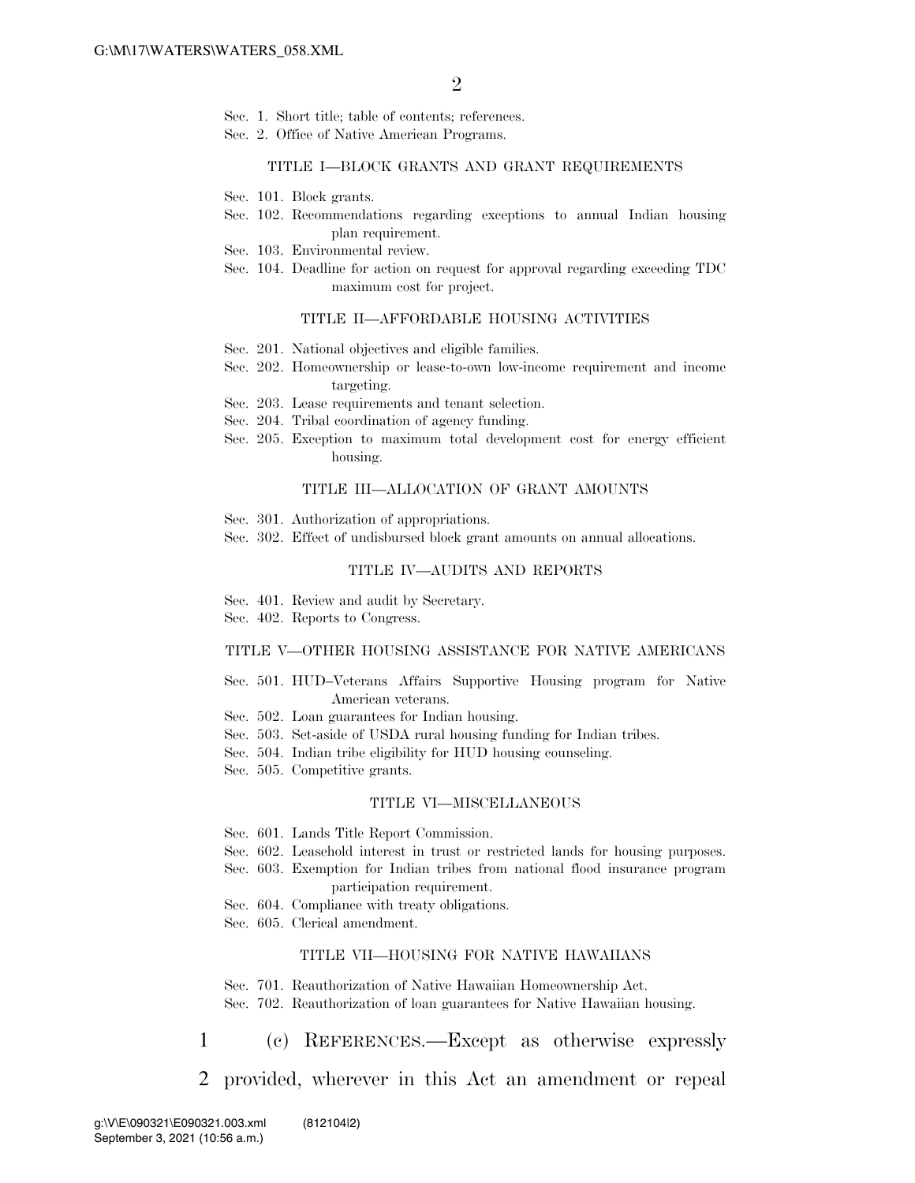Sec. 1. Short title; table of contents; references.
Sec. 2. Office of Native American Programs.

TITLE I—BLOCK GRANTS AND GRANT REQUIREMENTS

Sec. 101. Block grants.
Sec. 102. Recommendations regarding exceptions to annual Indian housing plan requirement.
Sec. 103. Environmental review.
Sec. 104. Deadline for action on request for approval regarding exceeding TDC maximum cost for project.

TITLE II—AFFORDABLE HOUSING ACTIVITIES

Sec. 201. National objectives and eligible families.
Sec. 202. Homeownership or lease-to-own low-income requirement and income targeting.
Sec. 203. Lease requirements and tenant selection.
Sec. 204. Tribal coordination of agency funding.
Sec. 205. Exception to maximum total development cost for energy efficient housing.

TITLE III—ALLOCATION OF GRANT AMOUNTS

Sec. 301. Authorization of appropriations.
Sec. 302. Effect of undisbursed block grant amounts on annual allocations.

TITLE IV—AUDITS AND REPORTS

Sec. 401. Review and audit by Secretary.
Sec. 402. Reports to Congress.

TITLE V—OTHER HOUSING ASSISTANCE FOR NATIVE AMERICANS

Sec. 501. HUD–Veterans Affairs Supportive Housing program for Native American veterans.
Sec. 502. Loan guarantees for Indian housing.
Sec. 503. Set-aside of USDA rural housing funding for Indian tribes.
Sec. 504. Indian tribe eligibility for HUD housing counseling.
Sec. 505. Competitive grants.

TITLE VI—MISCELLANEOUS

Sec. 601. Lands Title Report Commission.
Sec. 602. Leasehold interest in trust or restricted lands for housing purposes.
Sec. 603. Exemption for Indian tribes from national flood insurance program participation requirement.
Sec. 604. Compliance with treaty obligations.
Sec. 605. Clerical amendment.

TITLE VII—HOUSING FOR NATIVE HAWAIIANS

Sec. 701. Reauthorization of Native Hawaiian Homeownership Act.
Sec. 702. Reauthorization of loan guarantees for Native Hawaiian housing.

(c) REFERENCES.—Except as otherwise expressly provided, wherever in this Act an amendment or repeal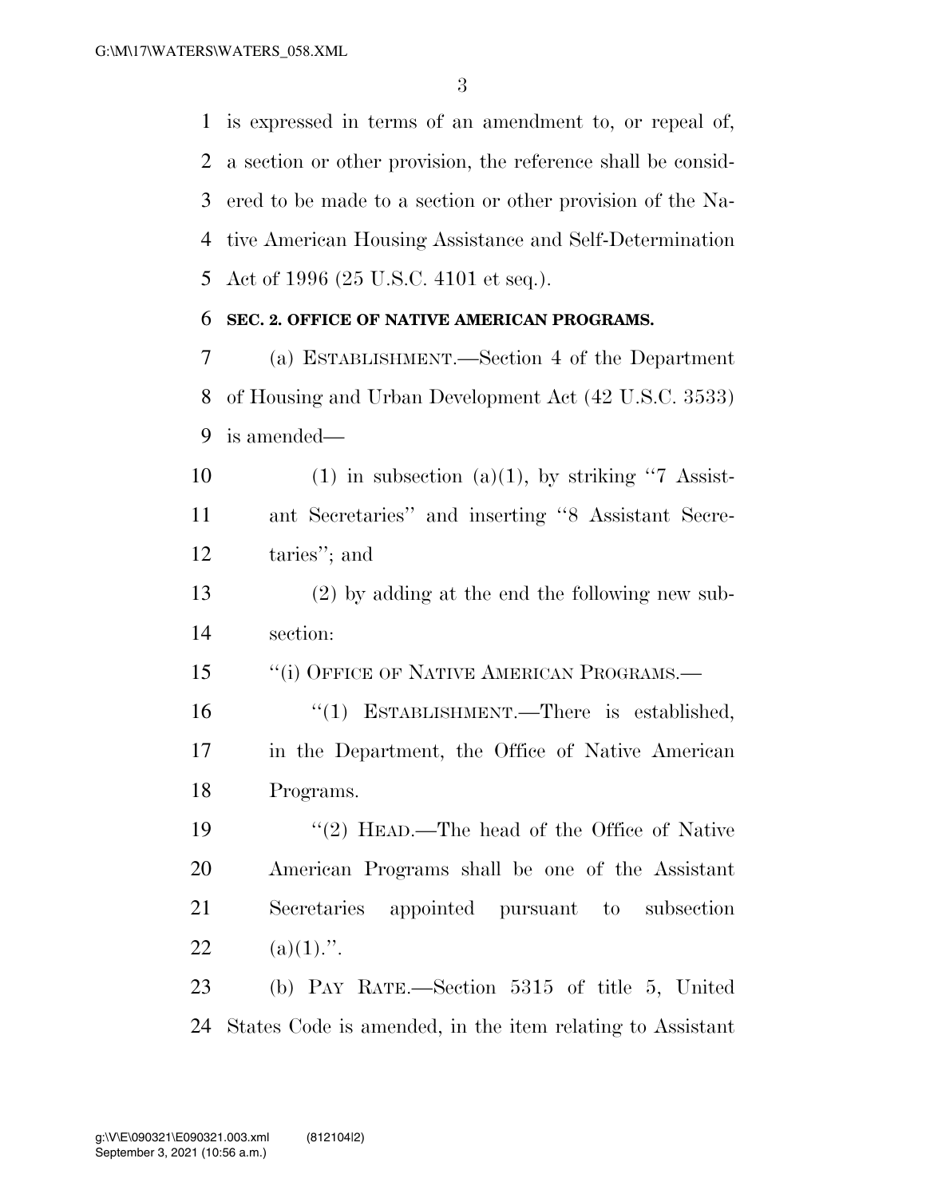is expressed in terms of an amendment to, or repeal of, a section or other provision, the reference shall be considered to be made to a section or other provision of the Native American Housing Assistance and Self-Determination Act of 1996 (25 U.S.C. 4101 et seq.).

**SEC. 2. OFFICE OF NATIVE AMERICAN PROGRAMS.**

(a) ESTABLISHMENT.—Section 4 of the Department of Housing and Urban Development Act (42 U.S.C. 3533) is amended—

(1) in subsection (a)(1), by striking "7 Assistant Secretaries" and inserting "8 Assistant Secretaries"; and

(2) by adding at the end the following new subsection:

"(i) OFFICE OF NATIVE AMERICAN PROGRAMS.—

"(1) ESTABLISHMENT.—There is established, in the Department, the Office of Native American Programs.

"(2) HEAD.—The head of the Office of Native American Programs shall be one of the Assistant Secretaries appointed pursuant to subsection (a)(1).".

(b) PAY RATE.—Section 5315 of title 5, United States Code is amended, in the item relating to Assistant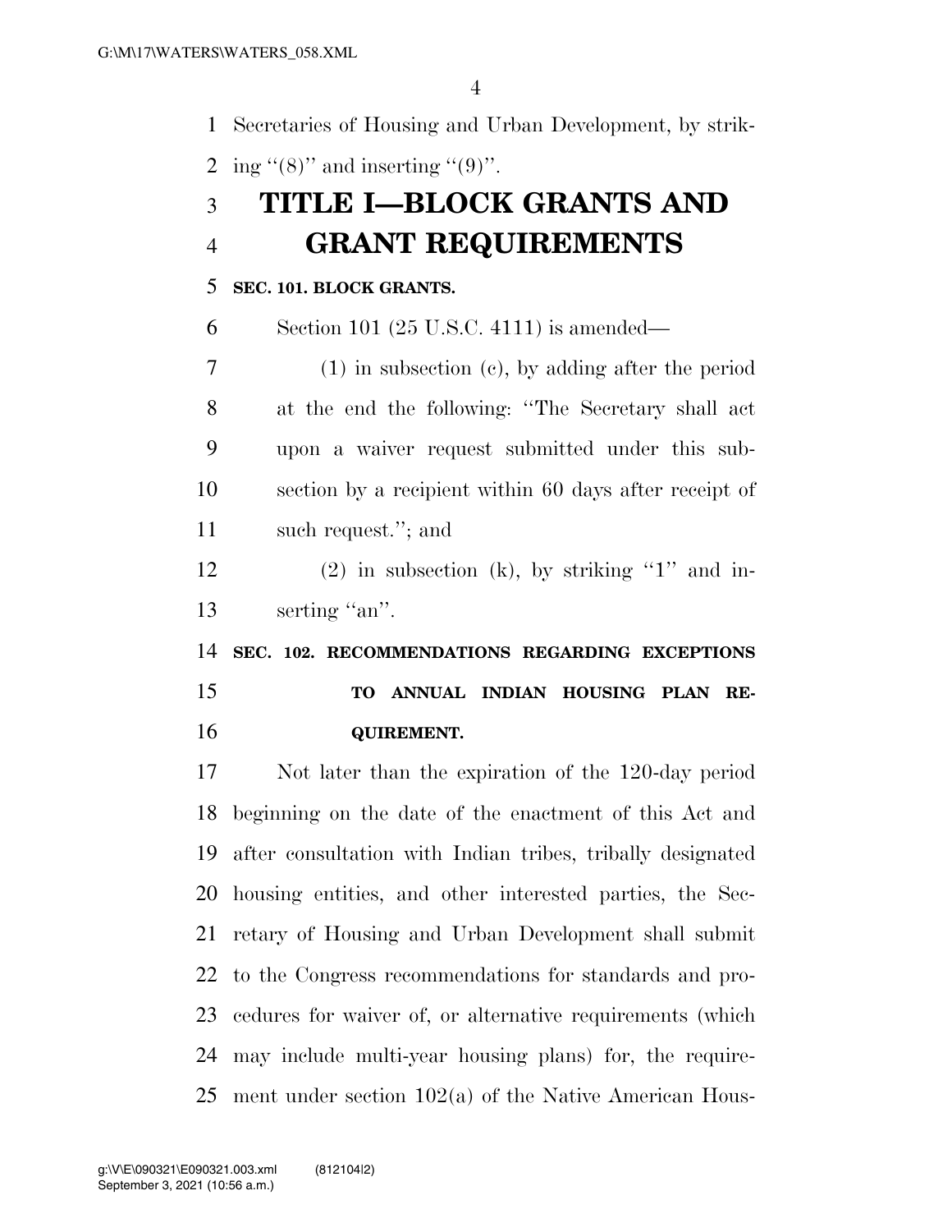Secretaries of Housing and Urban Development, by striking "(8)" and inserting "(9)".

# TITLE I—BLOCK GRANTS AND GRANT REQUIREMENTS

**SEC. 101. BLOCK GRANTS.**

Section 101 (25 U.S.C. 4111) is amended—

(1) in subsection (c), by adding after the period at the end the following: "The Secretary shall act upon a waiver request submitted under this subsection by a recipient within 60 days after receipt of such request."; and

(2) in subsection (k), by striking "1" and inserting "an".

**SEC. 102. RECOMMENDATIONS REGARDING EXCEPTIONS TO ANNUAL INDIAN HOUSING PLAN REQUIREMENT.**

Not later than the expiration of the 120-day period beginning on the date of the enactment of this Act and after consultation with Indian tribes, tribally designated housing entities, and other interested parties, the Secretary of Housing and Urban Development shall submit to the Congress recommendations for standards and procedures for waiver of, or alternative requirements (which may include multi-year housing plans) for, the requirement under section 102(a) of the Native American Hous-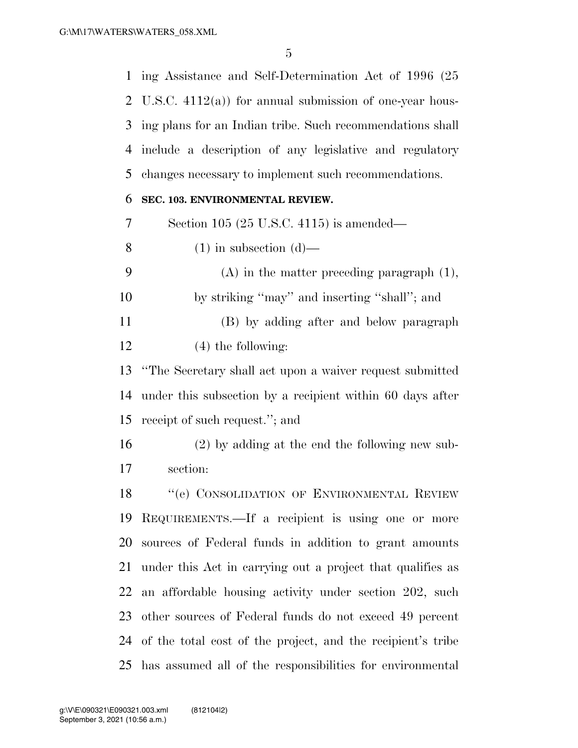ing Assistance and Self-Determination Act of 1996 (25 U.S.C. 4112(a)) for annual submission of one-year housing plans for an Indian tribe. Such recommendations shall include a description of any legislative and regulatory changes necessary to implement such recommendations.

**SEC. 103. ENVIRONMENTAL REVIEW.**

Section 105 (25 U.S.C. 4115) is amended—

(1) in subsection (d)—

(A) in the matter preceding paragraph (1), by striking ''may'' and inserting ''shall''; and

(B) by adding after and below paragraph (4) the following:

''The Secretary shall act upon a waiver request submitted under this subsection by a recipient within 60 days after receipt of such request.''; and

(2) by adding at the end the following new subsection:

''(e) CONSOLIDATION OF ENVIRONMENTAL REVIEW REQUIREMENTS.—If a recipient is using one or more sources of Federal funds in addition to grant amounts under this Act in carrying out a project that qualifies as an affordable housing activity under section 202, such other sources of Federal funds do not exceed 49 percent of the total cost of the project, and the recipient's tribe has assumed all of the responsibilities for environmental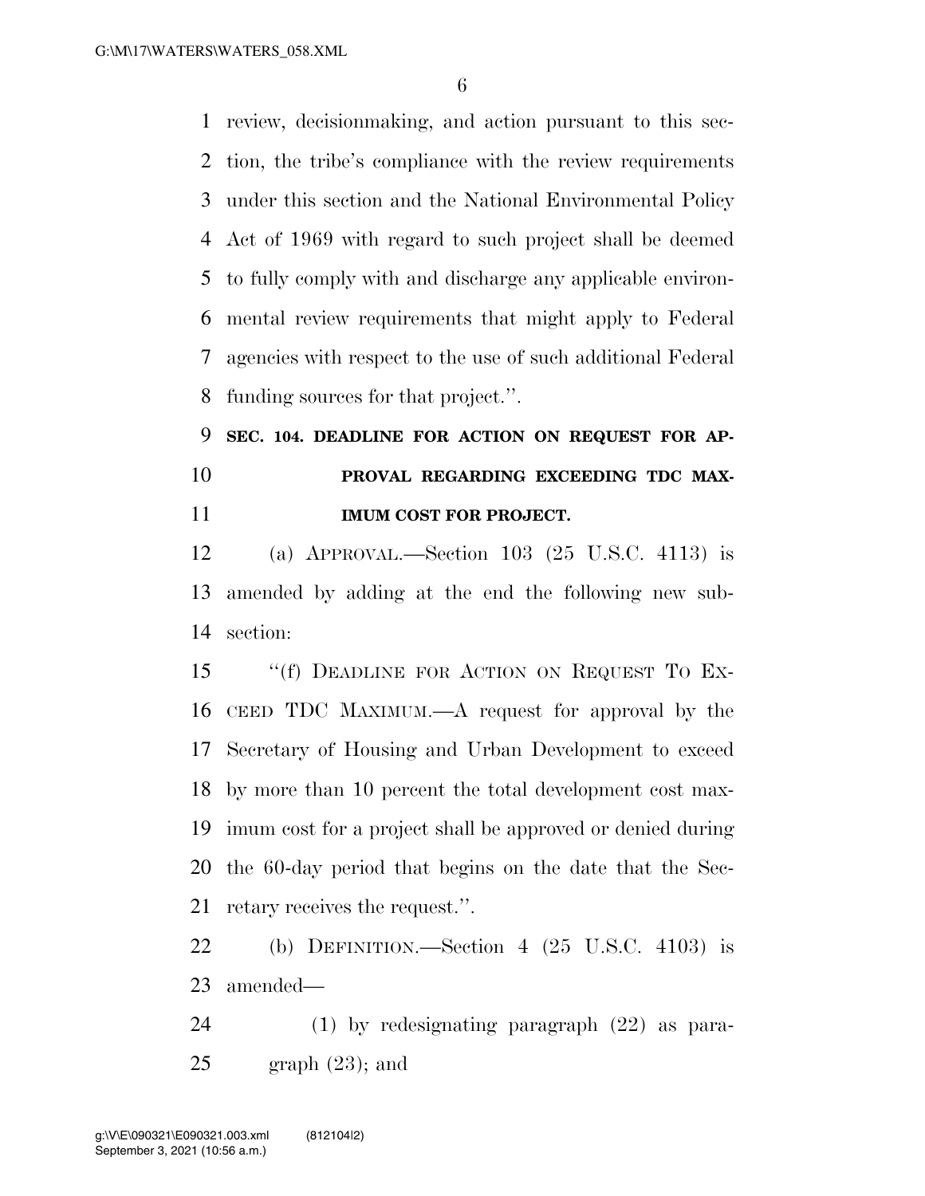review, decisionmaking, and action pursuant to this section, the tribe's compliance with the review requirements under this section and the National Environmental Policy Act of 1969 with regard to such project shall be deemed to fully comply with and discharge any applicable environmental review requirements that might apply to Federal agencies with respect to the use of such additional Federal funding sources for that project.''.

**SEC. 104. DEADLINE FOR ACTION ON REQUEST FOR APPROVAL REGARDING EXCEEDING TDC MAXIMUM COST FOR PROJECT.**

(a) APPROVAL.—Section 103 (25 U.S.C. 4113) is amended by adding at the end the following new subsection:

''(f) DEADLINE FOR ACTION ON REQUEST TO EXCEED TDC MAXIMUM.—A request for approval by the Secretary of Housing and Urban Development to exceed by more than 10 percent the total development cost maximum cost for a project shall be approved or denied during the 60-day period that begins on the date that the Secretary receives the request.''.

(b) DEFINITION.—Section 4 (25 U.S.C. 4103) is amended—

(1) by redesignating paragraph (22) as paragraph (23); and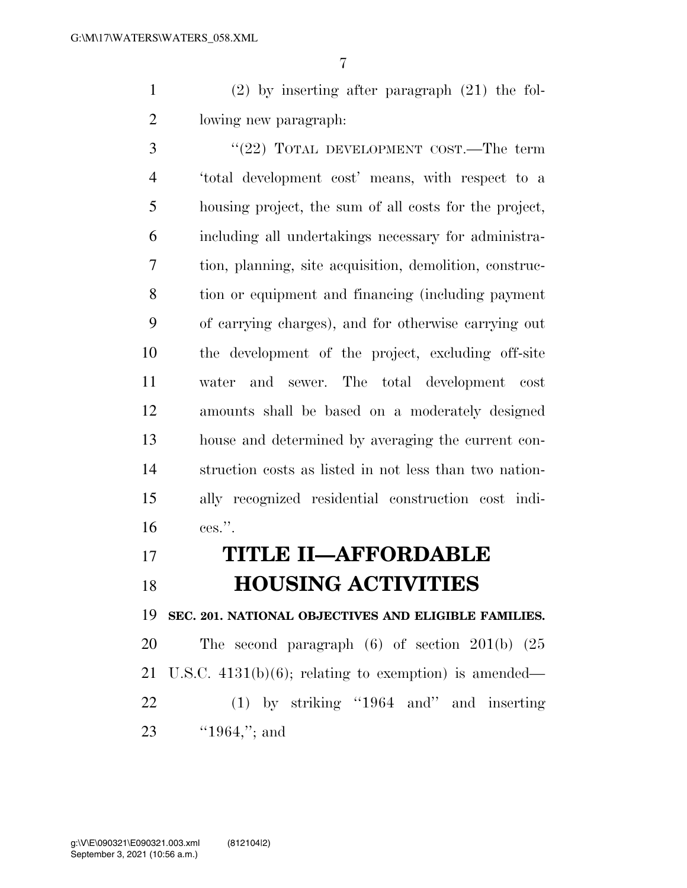(2) by inserting after paragraph (21) the following new paragraph:

"(22) TOTAL DEVELOPMENT COST.—The term 'total development cost' means, with respect to a housing project, the sum of all costs for the project, including all undertakings necessary for administration, planning, site acquisition, demolition, construction or equipment and financing (including payment of carrying charges), and for otherwise carrying out the development of the project, excluding off-site water and sewer. The total development cost amounts shall be based on a moderately designed house and determined by averaging the current construction costs as listed in not less than two nationally recognized residential construction cost indices.".

# TITLE II—AFFORDABLE HOUSING ACTIVITIES

**SEC. 201. NATIONAL OBJECTIVES AND ELIGIBLE FAMILIES.**

The second paragraph (6) of section 201(b) (25 U.S.C. 4131(b)(6); relating to exemption) is amended—

(1) by striking "1964 and" and inserting "1964,"; and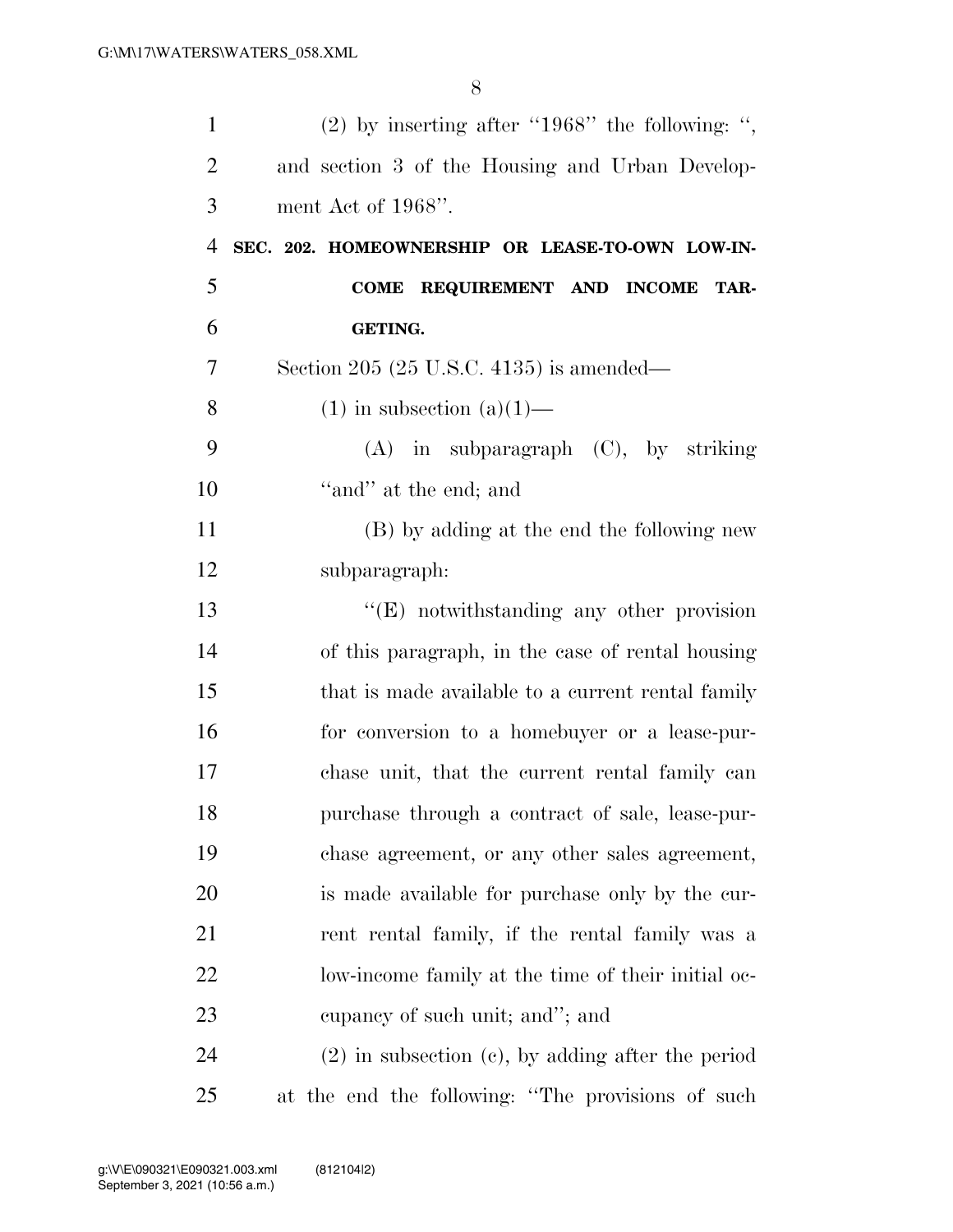(2) by inserting after "1968" the following: ", and section 3 of the Housing and Urban Development Act of 1968".

**SEC. 202. HOMEOWNERSHIP OR LEASE-TO-OWN LOW-INCOME REQUIREMENT AND INCOME TARGETING.**

Section 205 (25 U.S.C. 4135) is amended—

(1) in subsection (a)(1)—

(A) in subparagraph (C), by striking "and" at the end; and

(B) by adding at the end the following new subparagraph:

"(E) notwithstanding any other provision of this paragraph, in the case of rental housing that is made available to a current rental family for conversion to a homebuyer or a lease-purchase unit, that the current rental family can purchase through a contract of sale, lease-purchase agreement, or any other sales agreement, is made available for purchase only by the current rental family, if the rental family was a low-income family at the time of their initial occupancy of such unit; and"; and

(2) in subsection (c), by adding after the period at the end the following: "The provisions of such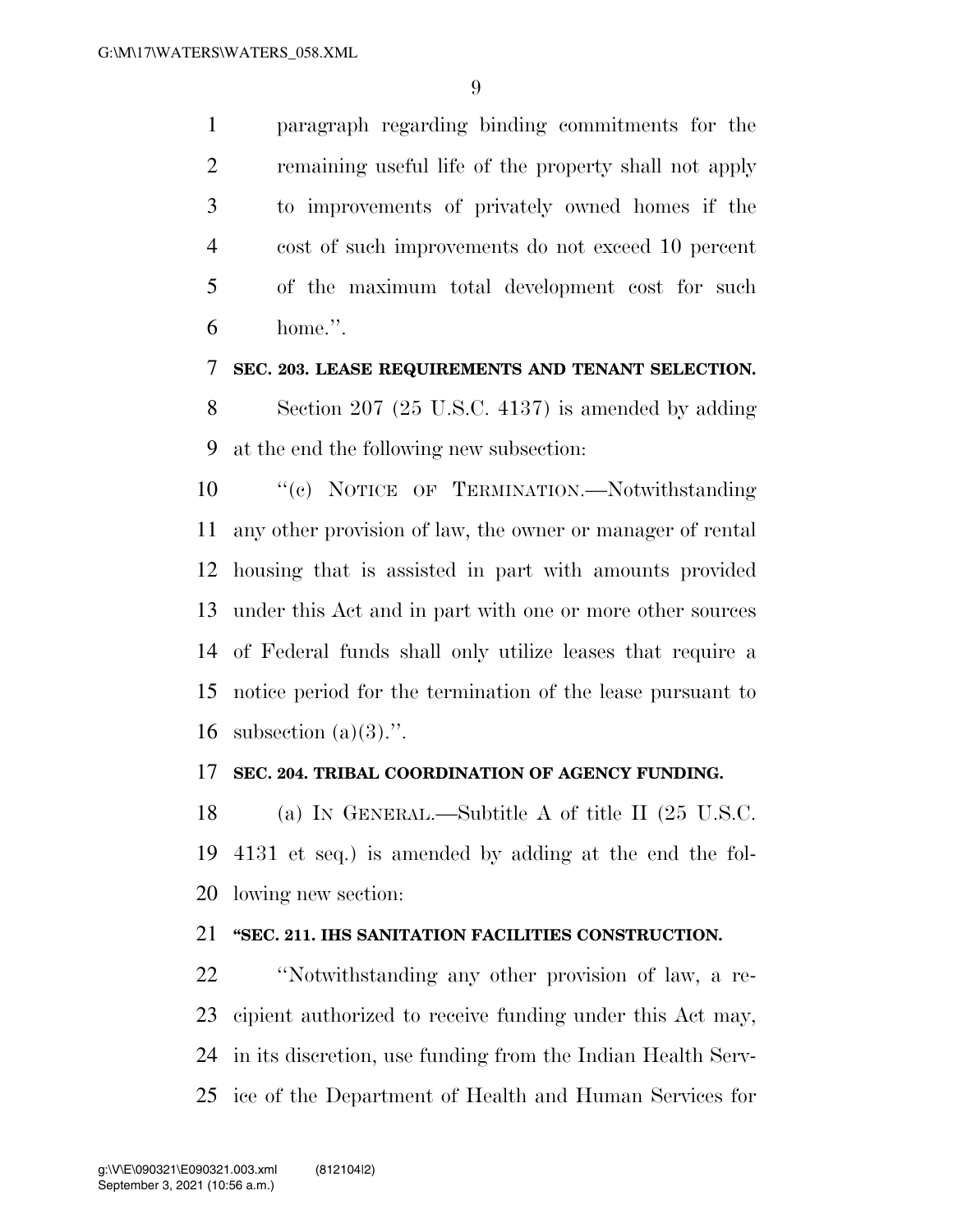paragraph regarding binding commitments for the remaining useful life of the property shall not apply to improvements of privately owned homes if the cost of such improvements do not exceed 10 percent of the maximum total development cost for such home.''.

**SEC. 203. LEASE REQUIREMENTS AND TENANT SELECTION.**

Section 207 (25 U.S.C. 4137) is amended by adding at the end the following new subsection:

''(c) NOTICE OF TERMINATION.—Notwithstanding any other provision of law, the owner or manager of rental housing that is assisted in part with amounts provided under this Act and in part with one or more other sources of Federal funds shall only utilize leases that require a notice period for the termination of the lease pursuant to subsection (a)(3).''.

**SEC. 204. TRIBAL COORDINATION OF AGENCY FUNDING.**

(a) IN GENERAL.—Subtitle A of title II (25 U.S.C. 4131 et seq.) is amended by adding at the end the following new section:

**''SEC. 211. IHS SANITATION FACILITIES CONSTRUCTION.**

''Notwithstanding any other provision of law, a recipient authorized to receive funding under this Act may, in its discretion, use funding from the Indian Health Service of the Department of Health and Human Services for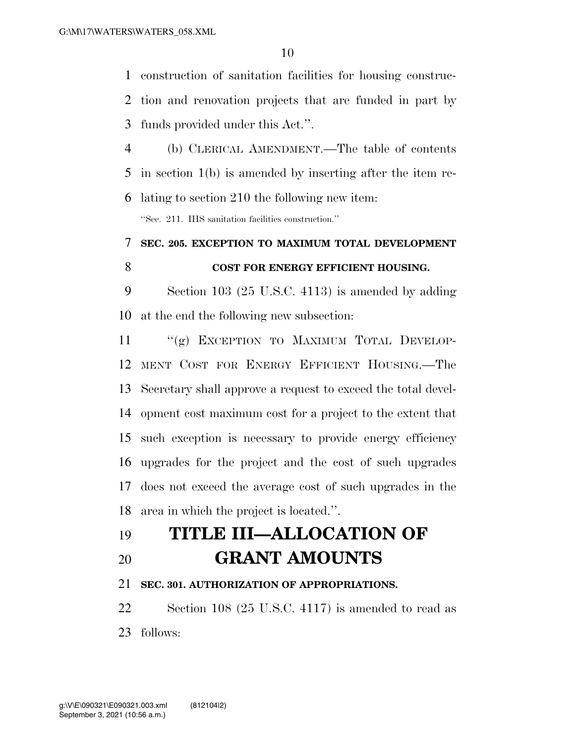construction of sanitation facilities for housing construction and renovation projects that are funded in part by funds provided under this Act.''.

(b) CLERICAL AMENDMENT.—The table of contents in section 1(b) is amended by inserting after the item relating to section 210 the following new item:

''Sec. 211. IHS sanitation facilities construction.''

**SEC. 205. EXCEPTION TO MAXIMUM TOTAL DEVELOPMENT COST FOR ENERGY EFFICIENT HOUSING.**

Section 103 (25 U.S.C. 4113) is amended by adding at the end the following new subsection:

''(g) EXCEPTION TO MAXIMUM TOTAL DEVELOPMENT COST FOR ENERGY EFFICIENT HOUSING.—The Secretary shall approve a request to exceed the total development cost maximum cost for a project to the extent that such exception is necessary to provide energy efficiency upgrades for the project and the cost of such upgrades does not exceed the average cost of such upgrades in the area in which the project is located.''.

# TITLE III—ALLOCATION OF GRANT AMOUNTS

**SEC. 301. AUTHORIZATION OF APPROPRIATIONS.**

Section 108 (25 U.S.C. 4117) is amended to read as follows: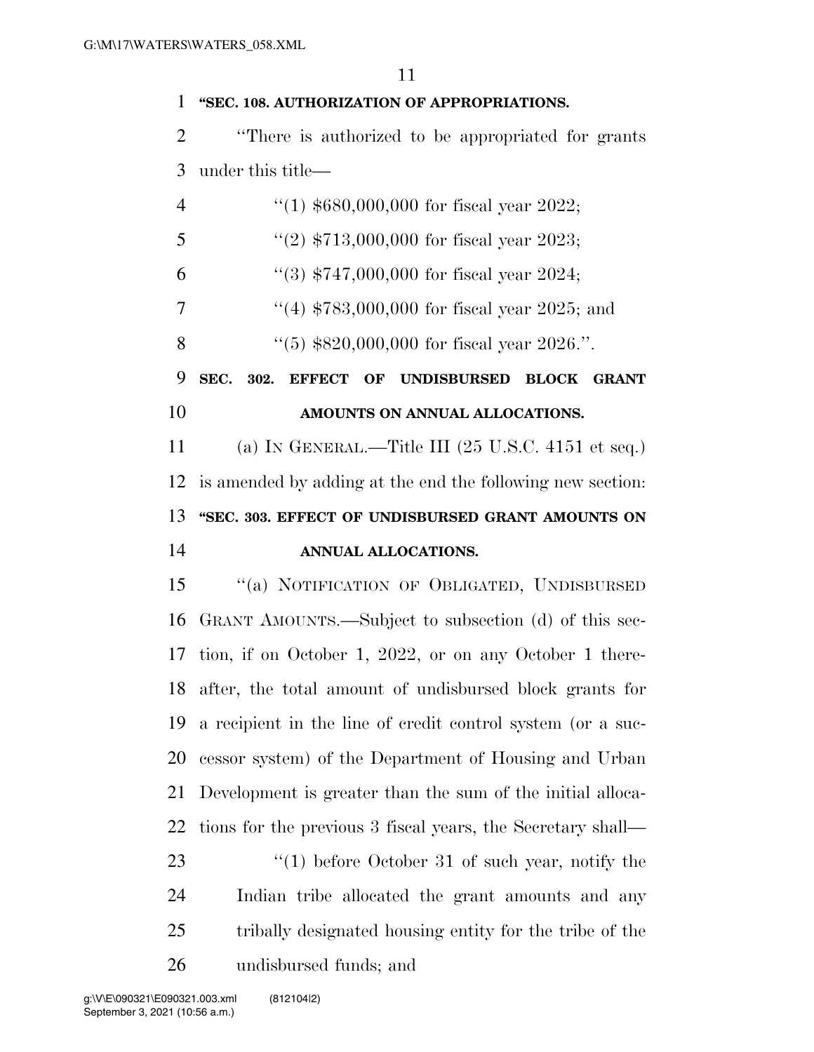**"SEC. 108. AUTHORIZATION OF APPROPRIATIONS.**

"There is authorized to be appropriated for grants under this title—

"(1) $680,000,000 for fiscal year 2022;

"(2) $713,000,000 for fiscal year 2023;

"(3) $747,000,000 for fiscal year 2024;

"(4) $783,000,000 for fiscal year 2025; and

"(5) $820,000,000 for fiscal year 2026.".

**SEC. 302. EFFECT OF UNDISBURSED BLOCK GRANT AMOUNTS ON ANNUAL ALLOCATIONS.**

(a) IN GENERAL.—Title III (25 U.S.C. 4151 et seq.) is amended by adding at the end the following new section:

**"SEC. 303. EFFECT OF UNDISBURSED GRANT AMOUNTS ON ANNUAL ALLOCATIONS.**

"(a) NOTIFICATION OF OBLIGATED, UNDISBURSED GRANT AMOUNTS.—Subject to subsection (d) of this section, if on October 1, 2022, or on any October 1 thereafter, the total amount of undisbursed block grants for a recipient in the line of credit control system (or a successor system) of the Department of Housing and Urban Development is greater than the sum of the initial allocations for the previous 3 fiscal years, the Secretary shall—

"(1) before October 31 of such year, notify the Indian tribe allocated the grant amounts and any tribally designated housing entity for the tribe of the undisbursed funds; and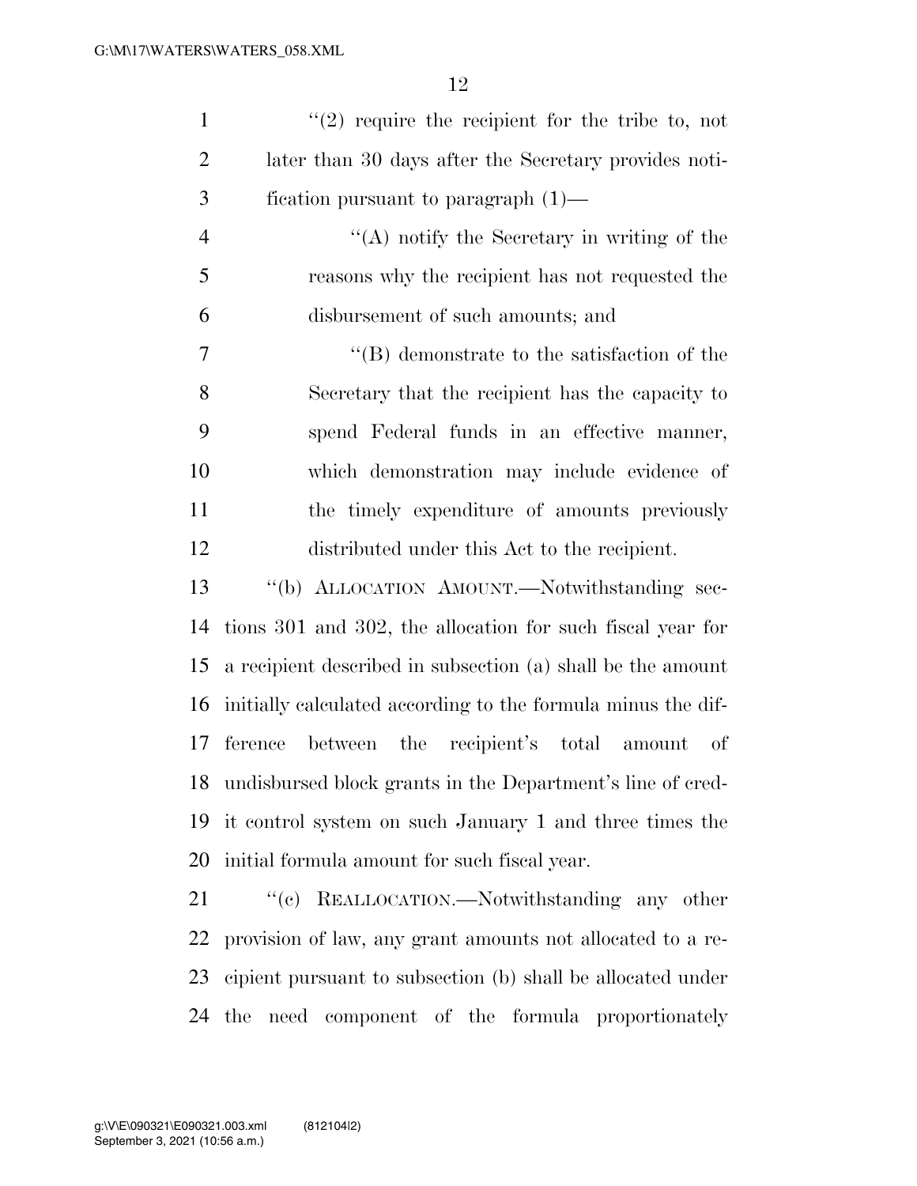"(2) require the recipient for the tribe to, not later than 30 days after the Secretary provides notification pursuant to paragraph (1)—

"(A) notify the Secretary in writing of the reasons why the recipient has not requested the disbursement of such amounts; and

"(B) demonstrate to the satisfaction of the Secretary that the recipient has the capacity to spend Federal funds in an effective manner, which demonstration may include evidence of the timely expenditure of amounts previously distributed under this Act to the recipient.

"(b) ALLOCATION AMOUNT.—Notwithstanding sections 301 and 302, the allocation for such fiscal year for a recipient described in subsection (a) shall be the amount initially calculated according to the formula minus the difference between the recipient's total amount of undisbursed block grants in the Department's line of credit control system on such January 1 and three times the initial formula amount for such fiscal year.

"(c) REALLOCATION.—Notwithstanding any other provision of law, any grant amounts not allocated to a recipient pursuant to subsection (b) shall be allocated under the need component of the formula proportionately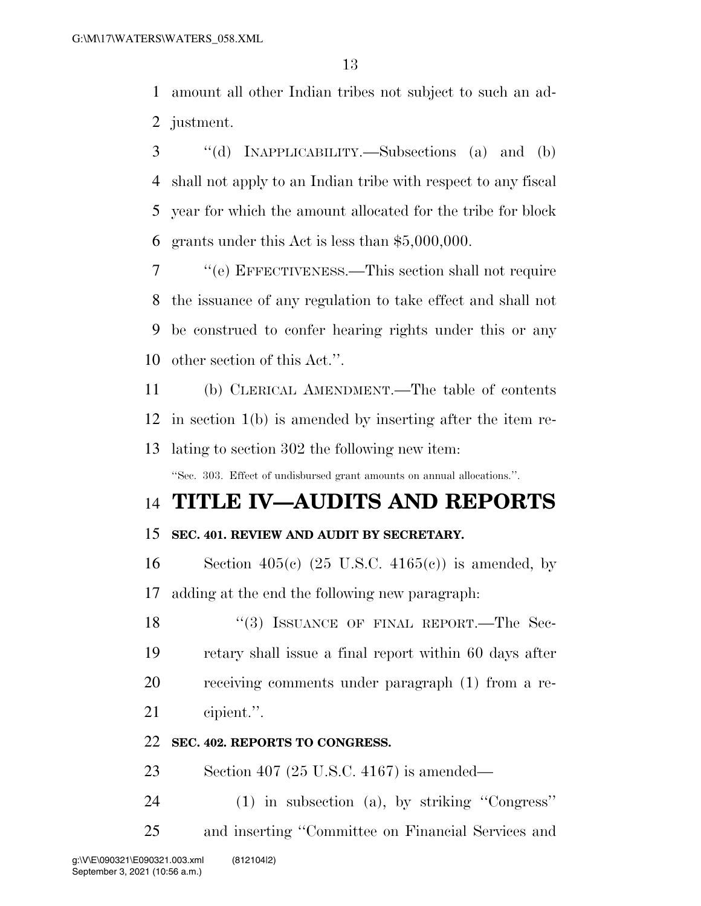amount all other Indian tribes not subject to such an adjustment.

''(d) INAPPLICABILITY.—Subsections (a) and (b) shall not apply to an Indian tribe with respect to any fiscal year for which the amount allocated for the tribe for block grants under this Act is less than $5,000,000.

''(e) EFFECTIVENESS.—This section shall not require the issuance of any regulation to take effect and shall not be construed to confer hearing rights under this or any other section of this Act.''.

(b) CLERICAL AMENDMENT.—The table of contents in section 1(b) is amended by inserting after the item relating to section 302 the following new item:

''Sec. 303. Effect of undisbursed grant amounts on annual allocations.''.

# TITLE IV—AUDITS AND REPORTS

### SEC. 401. REVIEW AND AUDIT BY SECRETARY.

Section 405(c) (25 U.S.C. 4165(c)) is amended, by adding at the end the following new paragraph:

''(3) ISSUANCE OF FINAL REPORT.—The Secretary shall issue a final report within 60 days after receiving comments under paragraph (1) from a recipient.''.

### SEC. 402. REPORTS TO CONGRESS.

Section 407 (25 U.S.C. 4167) is amended—

(1) in subsection (a), by striking ''Congress'' and inserting ''Committee on Financial Services and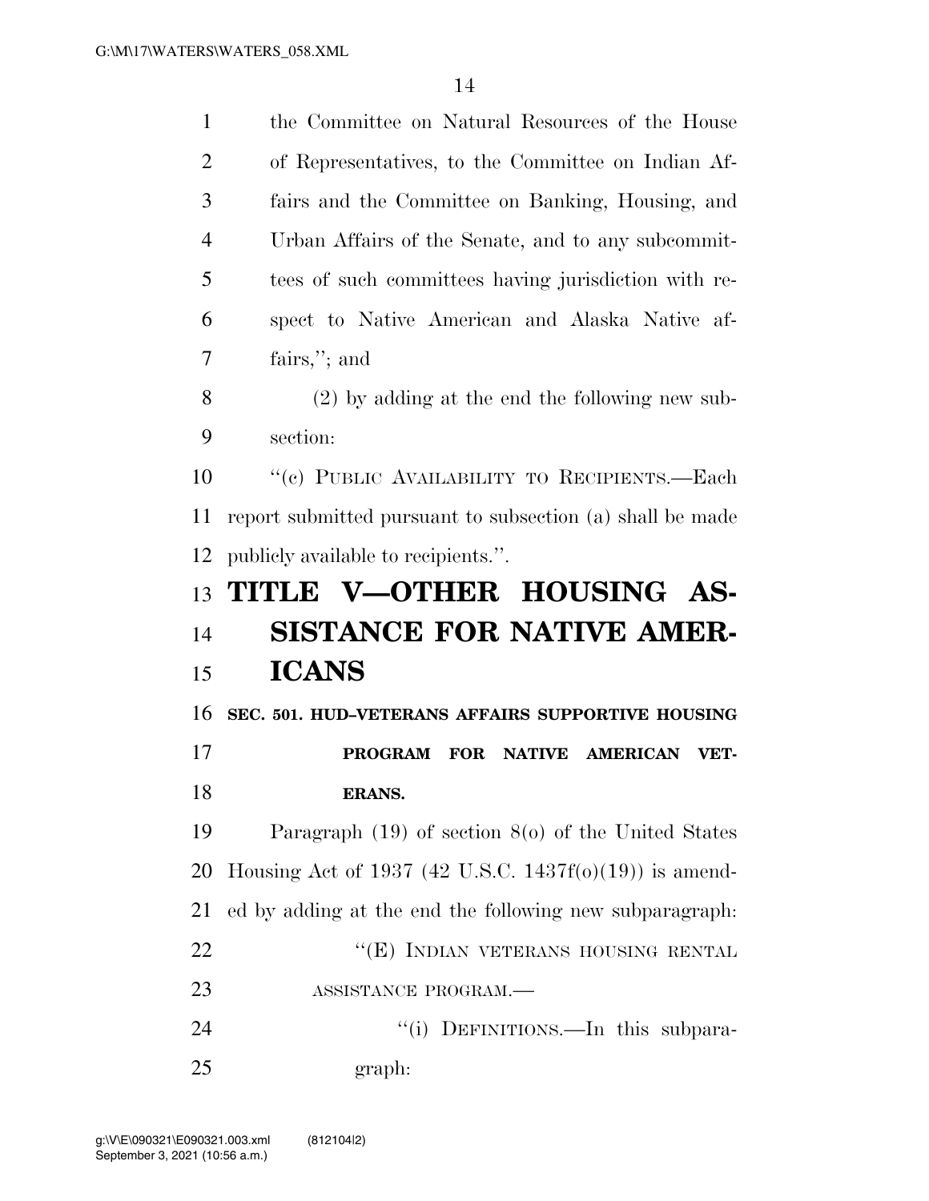the Committee on Natural Resources of the House of Representatives, to the Committee on Indian Affairs and the Committee on Banking, Housing, and Urban Affairs of the Senate, and to any subcommittees of such committees having jurisdiction with respect to Native American and Alaska Native affairs,''; and

(2) by adding at the end the following new subsection:

''(c) PUBLIC AVAILABILITY TO RECIPIENTS.—Each report submitted pursuant to subsection (a) shall be made publicly available to recipients.''.

# TITLE V—OTHER HOUSING ASSISTANCE FOR NATIVE AMERICANS

## SEC. 501. HUD–VETERANS AFFAIRS SUPPORTIVE HOUSING PROGRAM FOR NATIVE AMERICAN VETERANS.

Paragraph (19) of section 8(o) of the United States Housing Act of 1937 (42 U.S.C. 1437f(o)(19)) is amended by adding at the end the following new subparagraph:

''(E) INDIAN VETERANS HOUSING RENTAL ASSISTANCE PROGRAM.—

''(i) DEFINITIONS.—In this subparagraph: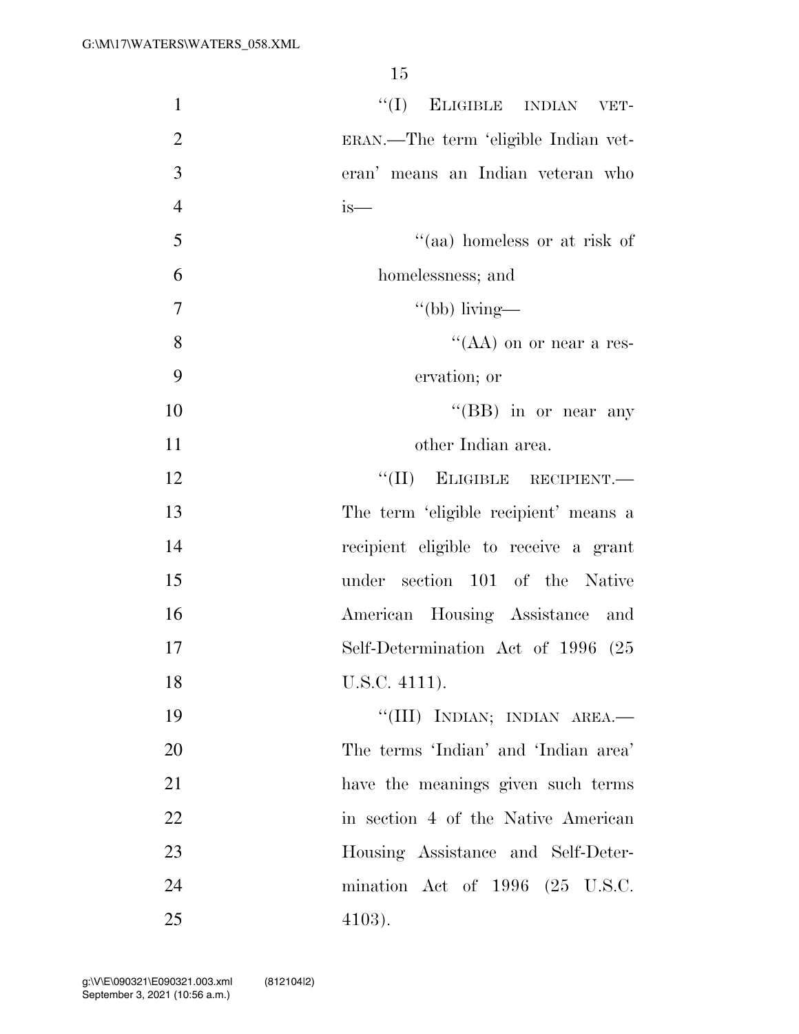"(I) ELIGIBLE INDIAN VETERAN.—The term 'eligible Indian veteran' means an Indian veteran who is—

"(aa) homeless or at risk of homelessness; and

"(bb) living—

"(AA) on or near a reservation; or

"(BB) in or near any other Indian area.

"(II) ELIGIBLE RECIPIENT.—The term 'eligible recipient' means a recipient eligible to receive a grant under section 101 of the Native American Housing Assistance and Self-Determination Act of 1996 (25 U.S.C. 4111).

"(III) INDIAN; INDIAN AREA.—The terms 'Indian' and 'Indian area' have the meanings given such terms in section 4 of the Native American Housing Assistance and Self-Determination Act of 1996 (25 U.S.C. 4103).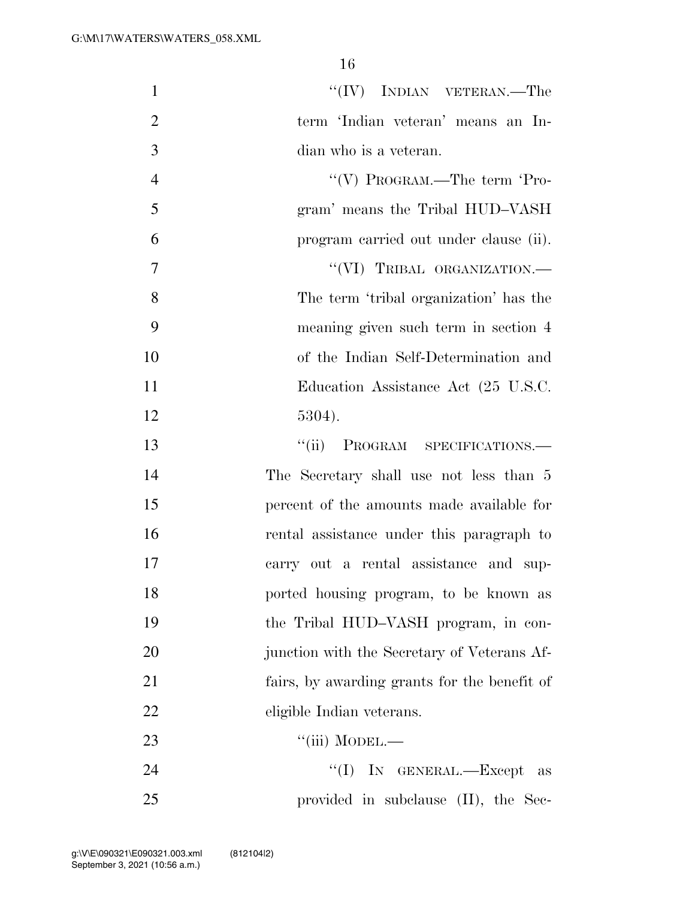"(IV) INDIAN VETERAN.—The term 'Indian veteran' means an Indian who is a veteran.

"(V) PROGRAM.—The term 'Program' means the Tribal HUD–VASH program carried out under clause (ii).

"(VI) TRIBAL ORGANIZATION.—The term 'tribal organization' has the meaning given such term in section 4 of the Indian Self-Determination and Education Assistance Act (25 U.S.C. 5304).

"(ii) PROGRAM SPECIFICATIONS.—The Secretary shall use not less than 5 percent of the amounts made available for rental assistance under this paragraph to carry out a rental assistance and supported housing program, to be known as the Tribal HUD–VASH program, in conjunction with the Secretary of Veterans Affairs, by awarding grants for the benefit of eligible Indian veterans.

"(iii) MODEL.—

"(I) IN GENERAL.—Except as provided in subclause (II), the Sec-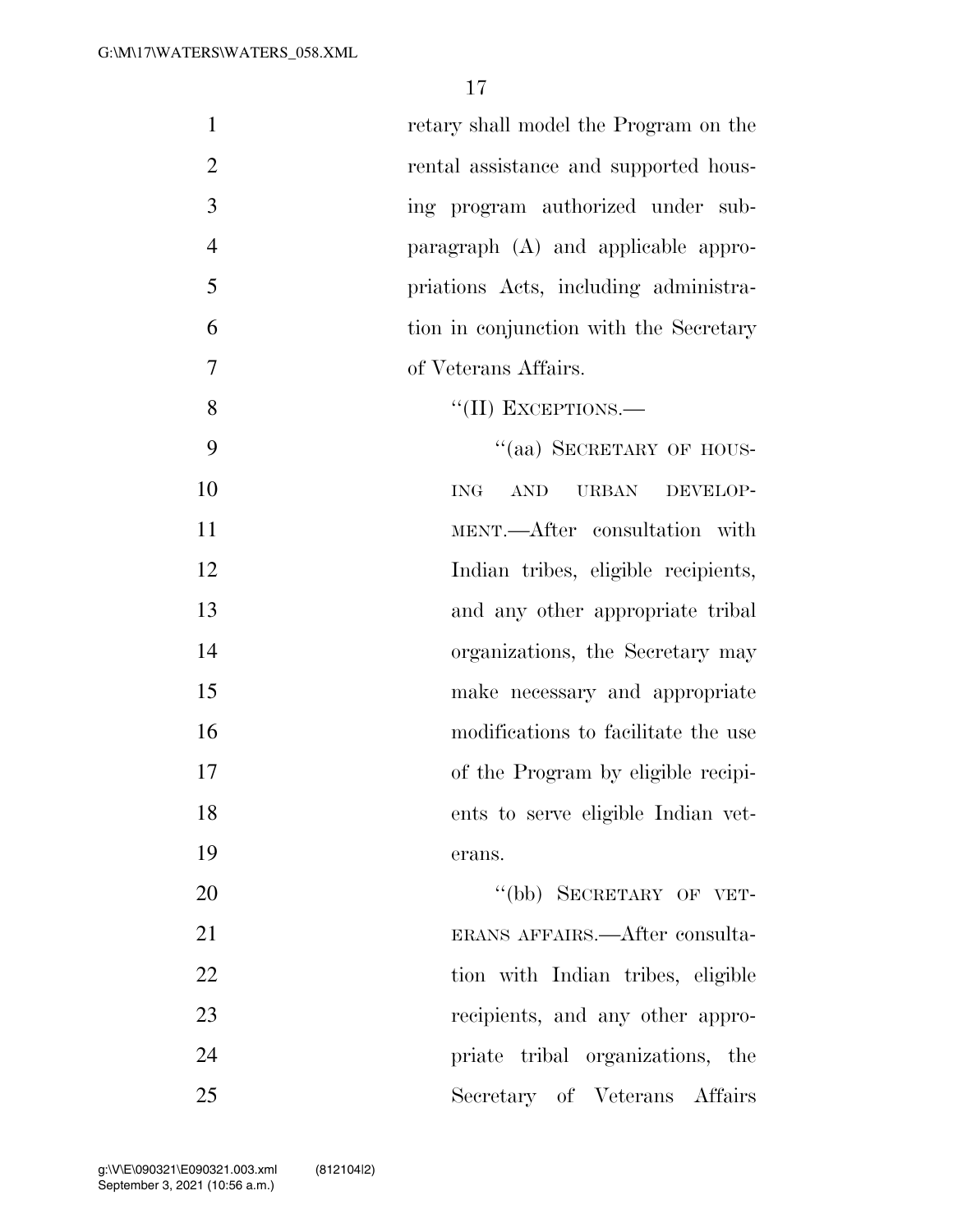retary shall model the Program on the rental assistance and supported housing program authorized under subparagraph (A) and applicable appropriations Acts, including administration in conjunction with the Secretary of Veterans Affairs.

"(II) EXCEPTIONS.—

"(aa) SECRETARY OF HOUSING AND URBAN DEVELOPMENT.—After consultation with Indian tribes, eligible recipients, and any other appropriate tribal organizations, the Secretary may make necessary and appropriate modifications to facilitate the use of the Program by eligible recipients to serve eligible Indian veterans.

"(bb) SECRETARY OF VETERANS AFFAIRS.—After consultation with Indian tribes, eligible recipients, and any other appropriate tribal organizations, the Secretary of Veterans Affairs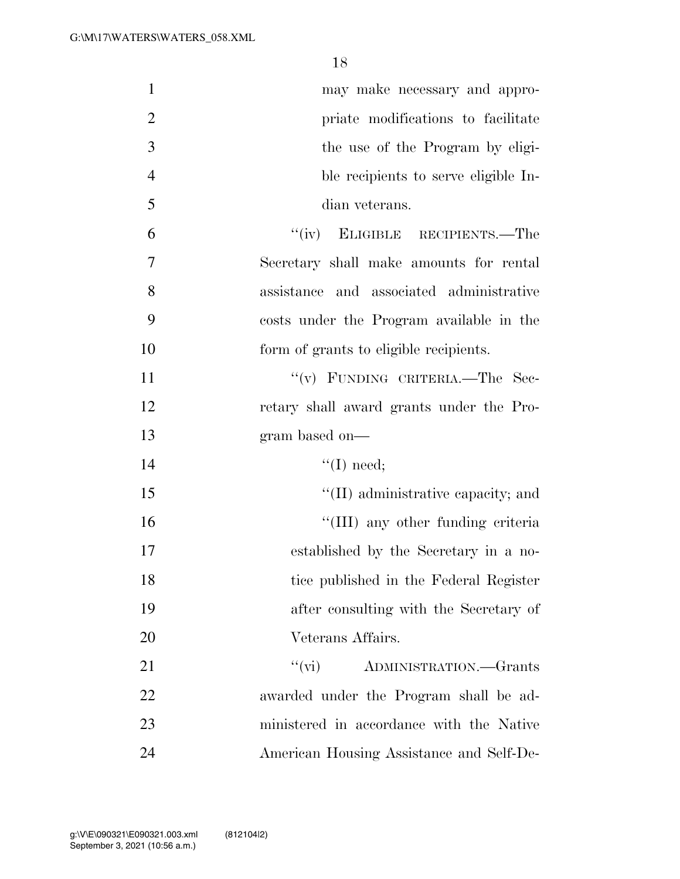may make necessary and appropriate modifications to facilitate the use of the Program by eligible recipients to serve eligible Indian veterans.

"(iv) ELIGIBLE RECIPIENTS.—The Secretary shall make amounts for rental assistance and associated administrative costs under the Program available in the form of grants to eligible recipients.

"(v) FUNDING CRITERIA.—The Secretary shall award grants under the Program based on—

"(I) need;

"(II) administrative capacity; and

"(III) any other funding criteria established by the Secretary in a notice published in the Federal Register after consulting with the Secretary of Veterans Affairs.

"(vi) ADMINISTRATION.—Grants awarded under the Program shall be administered in accordance with the Native American Housing Assistance and Self-De-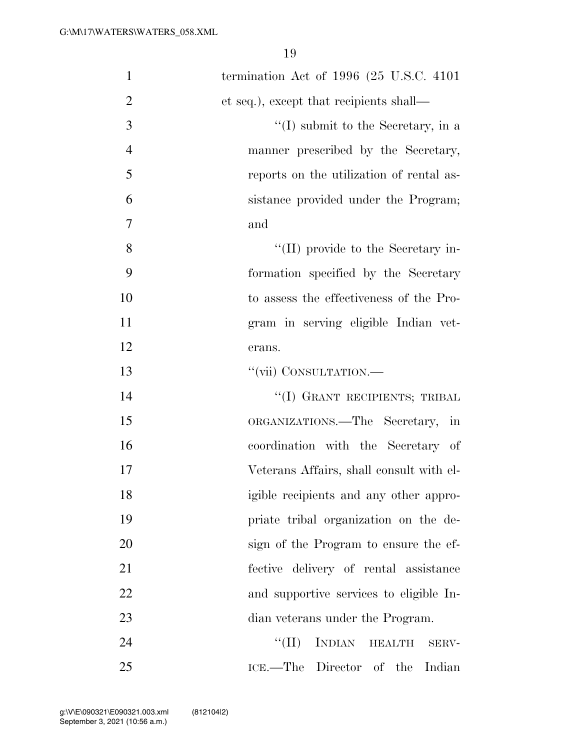termination Act of 1996 (25 U.S.C. 4101 et seq.), except that recipients shall—

''(I) submit to the Secretary, in a manner prescribed by the Secretary, reports on the utilization of rental assistance provided under the Program; and

''(II) provide to the Secretary information specified by the Secretary to assess the effectiveness of the Program in serving eligible Indian veterans.

''(vii) CONSULTATION.—

''(I) GRANT RECIPIENTS; TRIBAL ORGANIZATIONS.—The Secretary, in coordination with the Secretary of Veterans Affairs, shall consult with eligible recipients and any other appropriate tribal organization on the design of the Program to ensure the effective delivery of rental assistance and supportive services to eligible Indian veterans under the Program.

''(II) INDIAN HEALTH SERVICE.—The Director of the Indian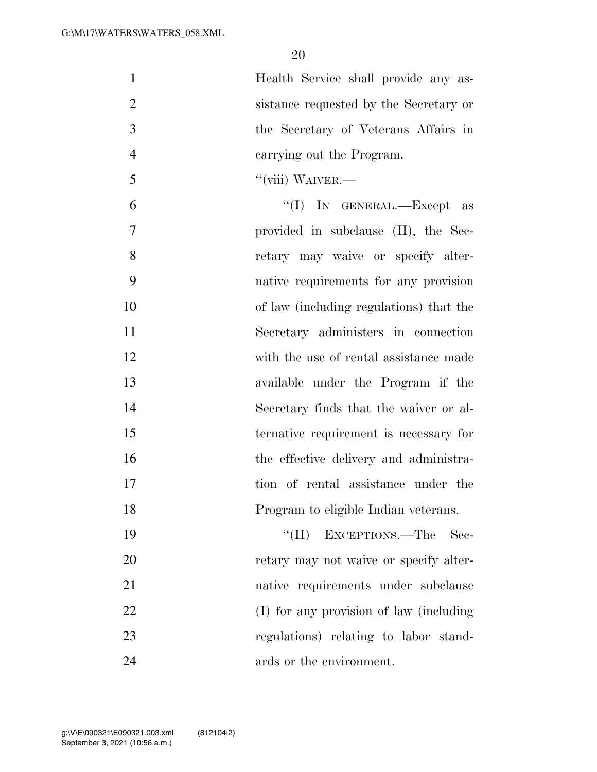Health Service shall provide any assistance requested by the Secretary or the Secretary of Veterans Affairs in carrying out the Program.

"(viii) WAIVER.—

"(I) IN GENERAL.—Except as provided in subclause (II), the Secretary may waive or specify alternative requirements for any provision of law (including regulations) that the Secretary administers in connection with the use of rental assistance made available under the Program if the Secretary finds that the waiver or alternative requirement is necessary for the effective delivery and administration of rental assistance under the Program to eligible Indian veterans.

"(II) EXCEPTIONS.—The Secretary may not waive or specify alternative requirements under subclause (I) for any provision of law (including regulations) relating to labor standards or the environment.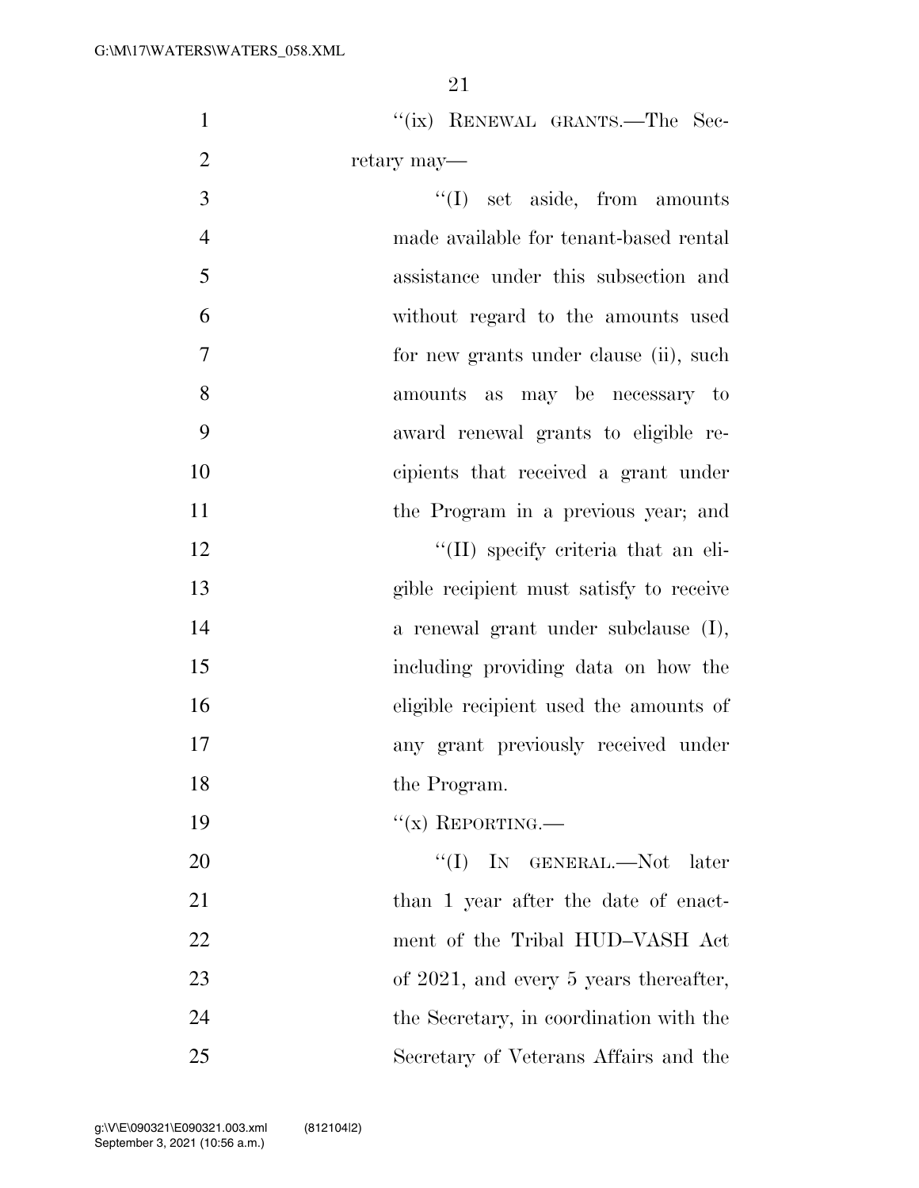"(ix) RENEWAL GRANTS.—The Secretary may—

"(I) set aside, from amounts made available for tenant-based rental assistance under this subsection and without regard to the amounts used for new grants under clause (ii), such amounts as may be necessary to award renewal grants to eligible recipients that received a grant under the Program in a previous year; and

"(II) specify criteria that an eligible recipient must satisfy to receive a renewal grant under subclause (I), including providing data on how the eligible recipient used the amounts of any grant previously received under the Program.

"(x) REPORTING.—

"(I) IN GENERAL.—Not later than 1 year after the date of enactment of the Tribal HUD–VASH Act of 2021, and every 5 years thereafter, the Secretary, in coordination with the Secretary of Veterans Affairs and the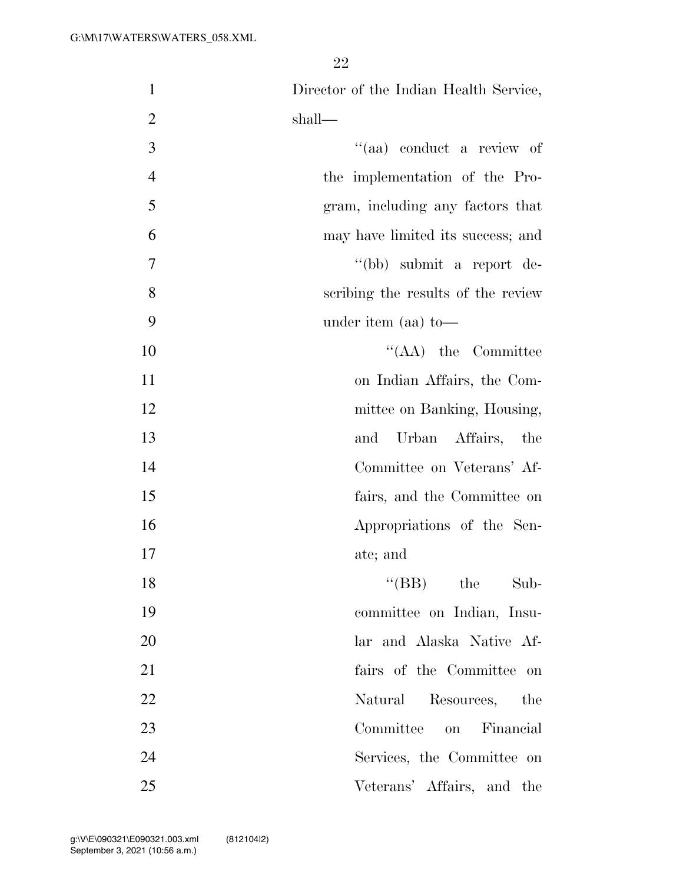Director of the Indian Health Service, shall—

''(aa) conduct a review of the implementation of the Program, including any factors that may have limited its success; and

''(bb) submit a report describing the results of the review under item (aa) to—

''(AA) the Committee on Indian Affairs, the Committee on Banking, Housing, and Urban Affairs, the Committee on Veterans' Affairs, and the Committee on Appropriations of the Senate; and

''(BB) the Subcommittee on Indian, Insular and Alaska Native Affairs of the Committee on Natural Resources, the Committee on Financial Services, the Committee on Veterans' Affairs, and the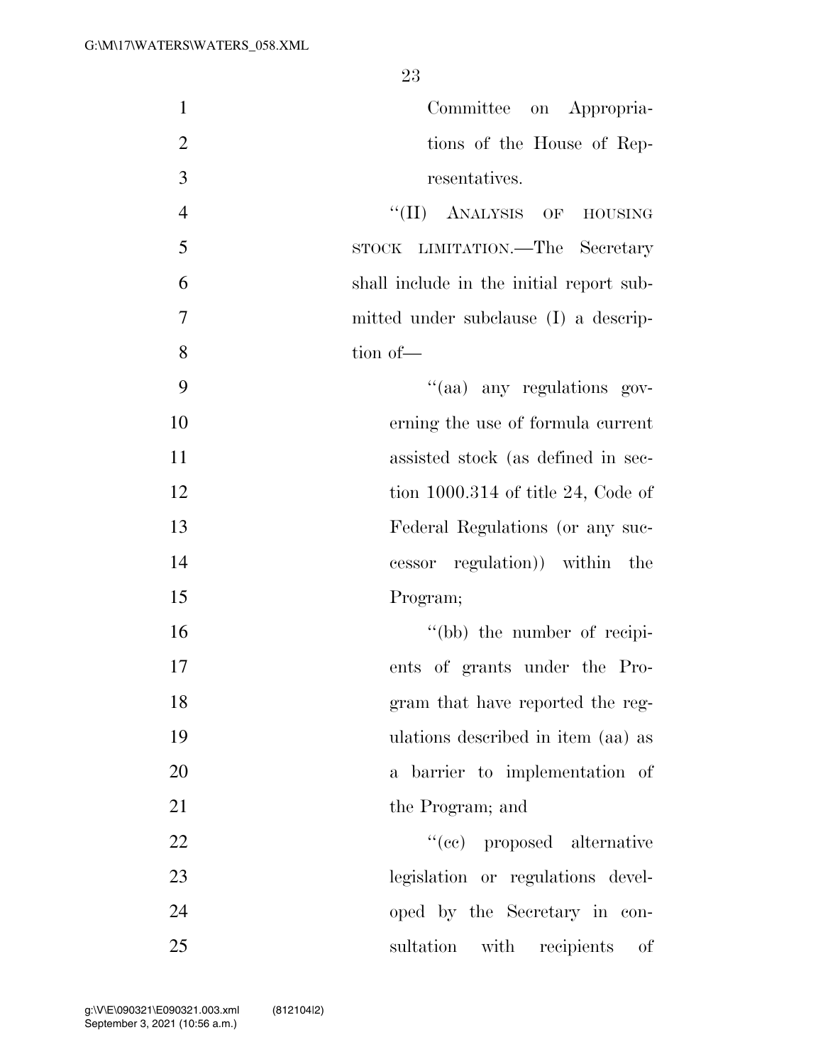Committee on Appropriations of the House of Representatives.

''(II) ANALYSIS OF HOUSING STOCK LIMITATION.—The Secretary shall include in the initial report submitted under subclause (I) a description of—

''(aa) any regulations governing the use of formula current assisted stock (as defined in section 1000.314 of title 24, Code of Federal Regulations (or any successor regulation)) within the Program;

''(bb) the number of recipients of grants under the Program that have reported the regulations described in item (aa) as a barrier to implementation of the Program; and

''(cc) proposed alternative legislation or regulations developed by the Secretary in consultation with recipients of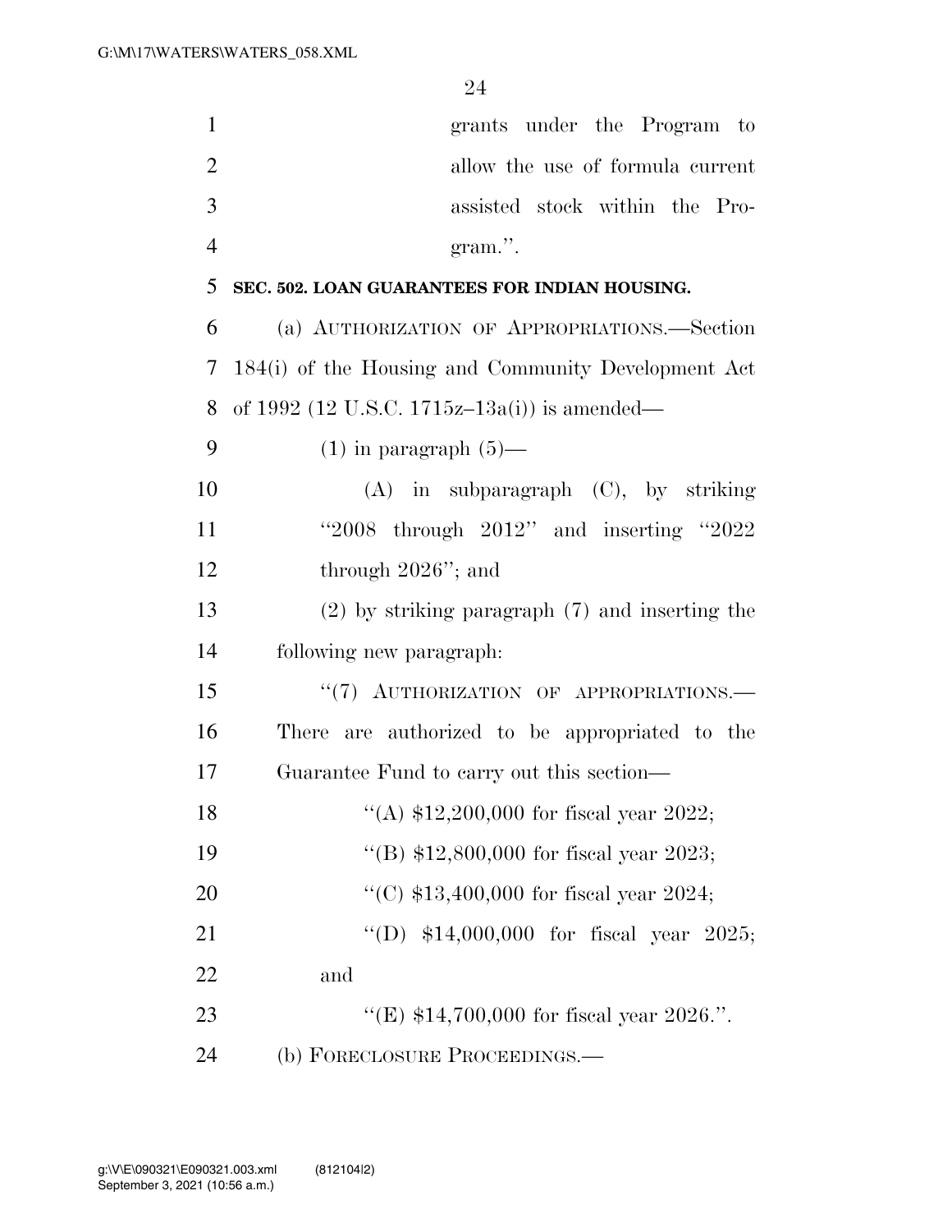grants under the Program to allow the use of formula current assisted stock within the Program.''.

**SEC. 502. LOAN GUARANTEES FOR INDIAN HOUSING.**

(a) AUTHORIZATION OF APPROPRIATIONS.—Section 184(i) of the Housing and Community Development Act of 1992 (12 U.S.C. 1715z–13a(i)) is amended—

(1) in paragraph (5)—

(A) in subparagraph (C), by striking ''2008 through 2012'' and inserting ''2022 through 2026''; and

(2) by striking paragraph (7) and inserting the following new paragraph:

''(7) AUTHORIZATION OF APPROPRIATIONS.—There are authorized to be appropriated to the Guarantee Fund to carry out this section—

''(A) $12,200,000 for fiscal year 2022;

''(B) $12,800,000 for fiscal year 2023;

''(C) $13,400,000 for fiscal year 2024;

''(D) $14,000,000 for fiscal year 2025; and

''(E) $14,700,000 for fiscal year 2026.''.

(b) FORECLOSURE PROCEEDINGS.—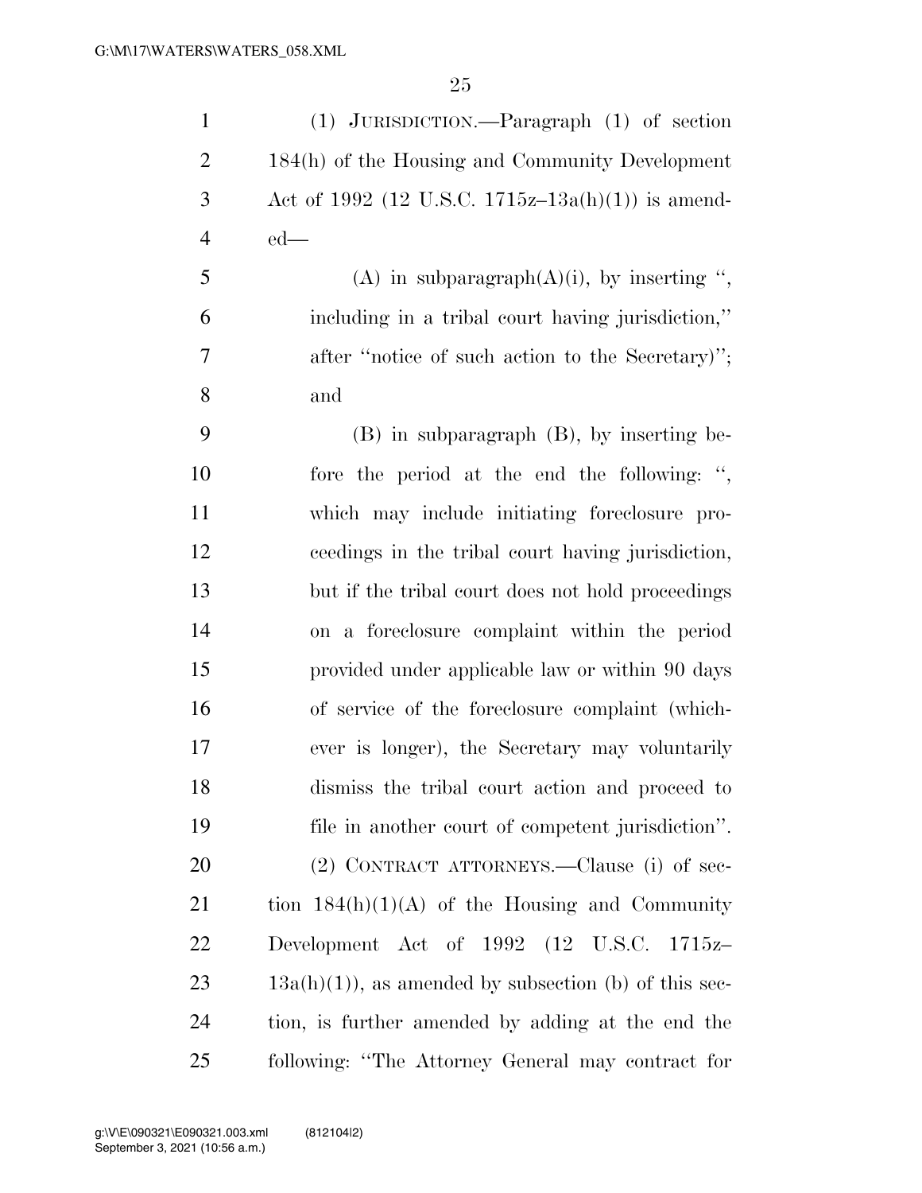(1) JURISDICTION.—Paragraph (1) of section 184(h) of the Housing and Community Development Act of 1992 (12 U.S.C. 1715z–13a(h)(1)) is amended—

(A) in subparagraph(A)(i), by inserting ", including in a tribal court having jurisdiction," after "notice of such action to the Secretary)"; and

(B) in subparagraph (B), by inserting before the period at the end the following: ", which may include initiating foreclosure proceedings in the tribal court having jurisdiction, but if the tribal court does not hold proceedings on a foreclosure complaint within the period provided under applicable law or within 90 days of service of the foreclosure complaint (whichever is longer), the Secretary may voluntarily dismiss the tribal court action and proceed to file in another court of competent jurisdiction".

(2) CONTRACT ATTORNEYS.—Clause (i) of section 184(h)(1)(A) of the Housing and Community Development Act of 1992 (12 U.S.C. 1715z–13a(h)(1)), as amended by subsection (b) of this section, is further amended by adding at the end the following: "The Attorney General may contract for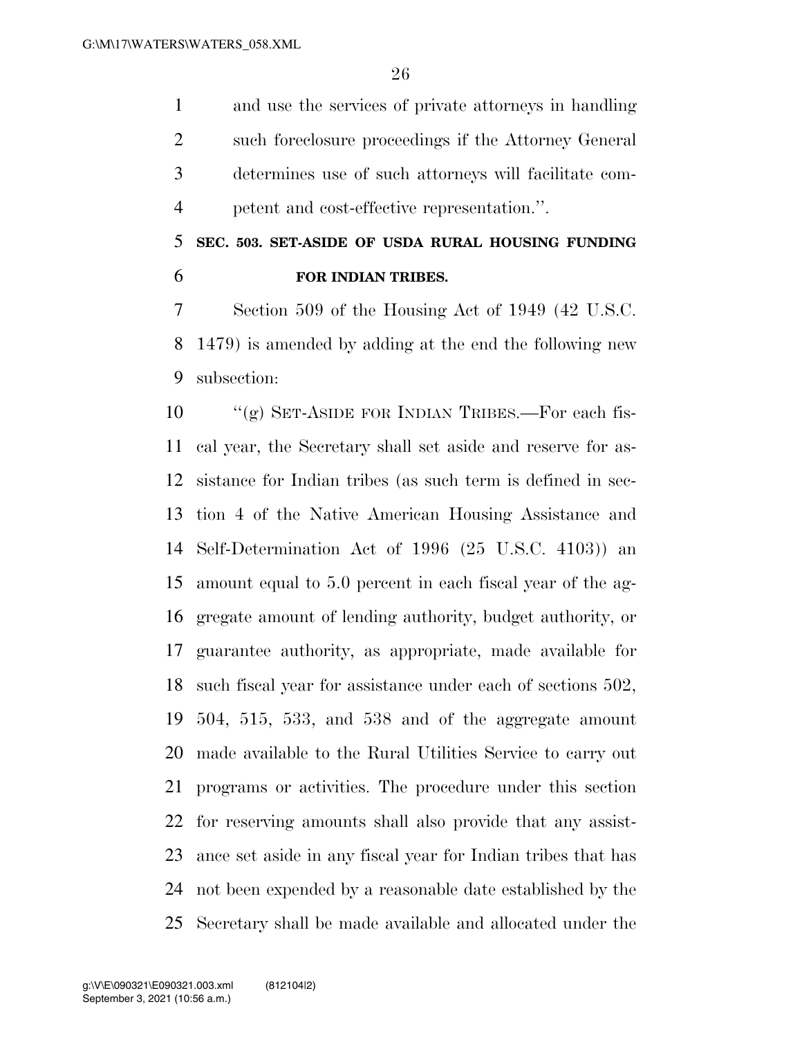and use the services of private attorneys in handling such foreclosure proceedings if the Attorney General determines use of such attorneys will facilitate competent and cost-effective representation.''.

**SEC. 503. SET-ASIDE OF USDA RURAL HOUSING FUNDING FOR INDIAN TRIBES.**

Section 509 of the Housing Act of 1949 (42 U.S.C. 1479) is amended by adding at the end the following new subsection:

''(g) SET-ASIDE FOR INDIAN TRIBES.—For each fiscal year, the Secretary shall set aside and reserve for assistance for Indian tribes (as such term is defined in section 4 of the Native American Housing Assistance and Self-Determination Act of 1996 (25 U.S.C. 4103)) an amount equal to 5.0 percent in each fiscal year of the aggregate amount of lending authority, budget authority, or guarantee authority, as appropriate, made available for such fiscal year for assistance under each of sections 502, 504, 515, 533, and 538 and of the aggregate amount made available to the Rural Utilities Service to carry out programs or activities. The procedure under this section for reserving amounts shall also provide that any assistance set aside in any fiscal year for Indian tribes that has not been expended by a reasonable date established by the Secretary shall be made available and allocated under the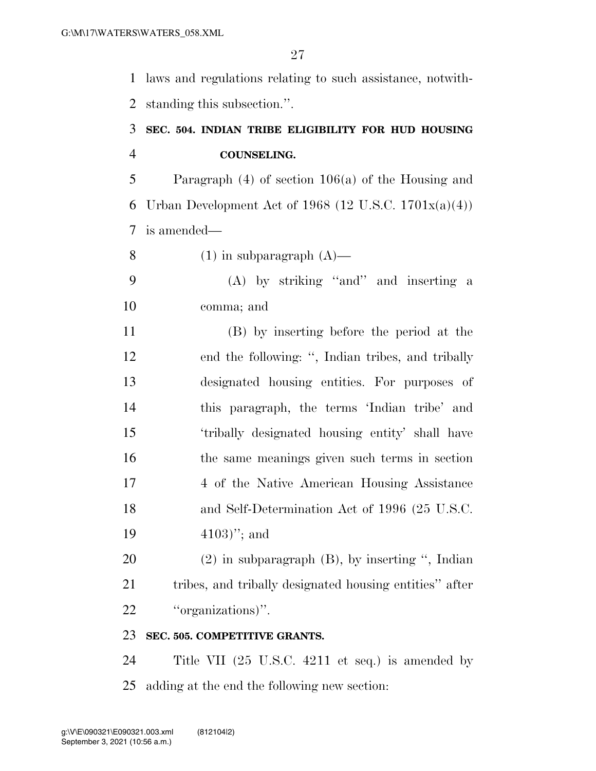laws and regulations relating to such assistance, notwithstanding this subsection.''.

**SEC. 504. INDIAN TRIBE ELIGIBILITY FOR HUD HOUSING COUNSELING.**

Paragraph (4) of section 106(a) of the Housing and Urban Development Act of 1968 (12 U.S.C. 1701x(a)(4)) is amended—

(1) in subparagraph (A)—

(A) by striking ''and'' and inserting a comma; and

(B) by inserting before the period at the end the following: '', Indian tribes, and tribally designated housing entities. For purposes of this paragraph, the terms 'Indian tribe' and 'tribally designated housing entity' shall have the same meanings given such terms in section 4 of the Native American Housing Assistance and Self-Determination Act of 1996 (25 U.S.C. 4103)''; and

(2) in subparagraph (B), by inserting '', Indian tribes, and tribally designated housing entities'' after ''organizations)''.

**SEC. 505. COMPETITIVE GRANTS.**

Title VII (25 U.S.C. 4211 et seq.) is amended by adding at the end the following new section: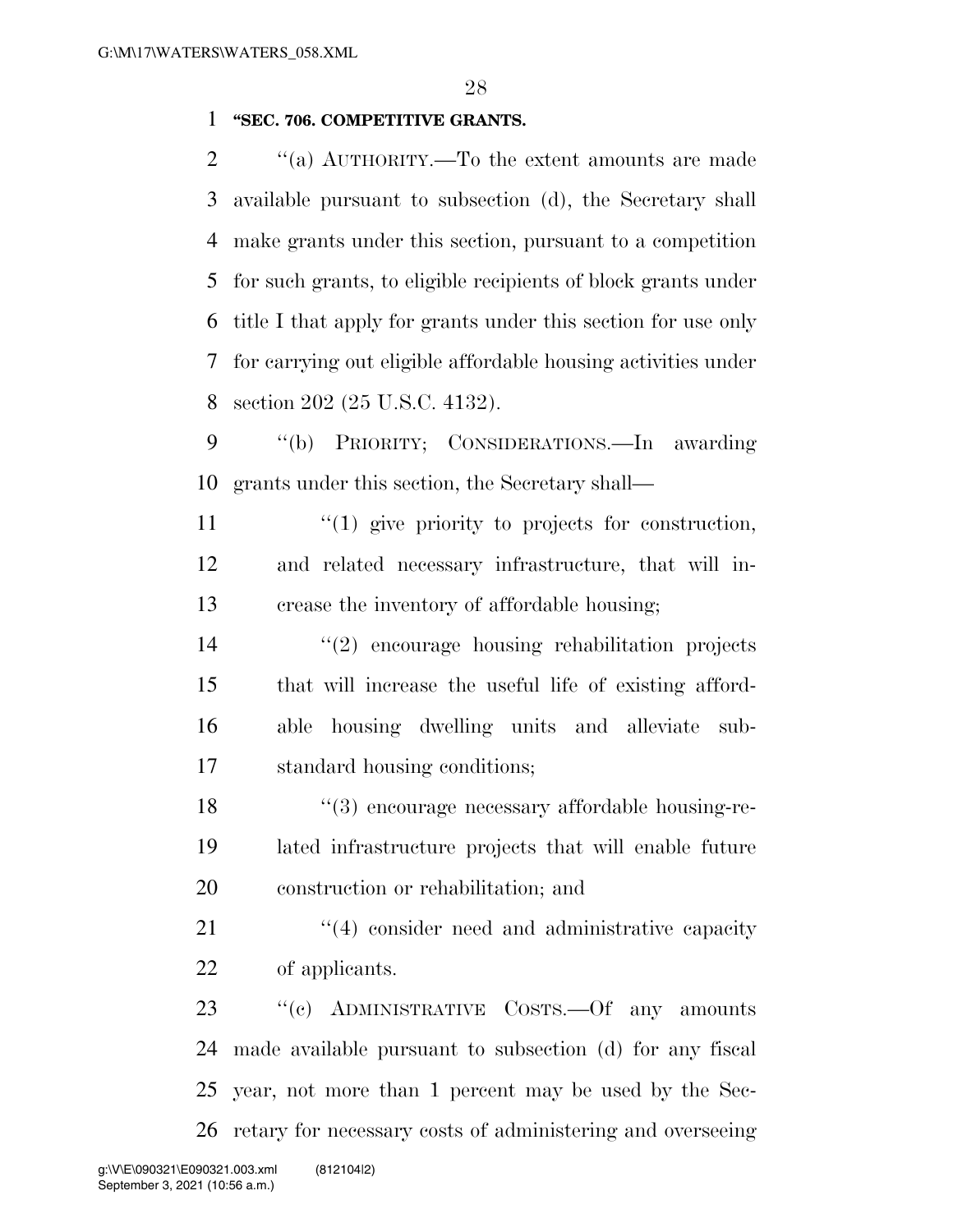**"SEC. 706. COMPETITIVE GRANTS.**

"(a) AUTHORITY.—To the extent amounts are made available pursuant to subsection (d), the Secretary shall make grants under this section, pursuant to a competition for such grants, to eligible recipients of block grants under title I that apply for grants under this section for use only for carrying out eligible affordable housing activities under section 202 (25 U.S.C. 4132).

"(b) PRIORITY; CONSIDERATIONS.—In awarding grants under this section, the Secretary shall—

"(1) give priority to projects for construction, and related necessary infrastructure, that will increase the inventory of affordable housing;

"(2) encourage housing rehabilitation projects that will increase the useful life of existing affordable housing dwelling units and alleviate substandard housing conditions;

"(3) encourage necessary affordable housing-related infrastructure projects that will enable future construction or rehabilitation; and

"(4) consider need and administrative capacity of applicants.

"(c) ADMINISTRATIVE COSTS.—Of any amounts made available pursuant to subsection (d) for any fiscal year, not more than 1 percent may be used by the Secretary for necessary costs of administering and overseeing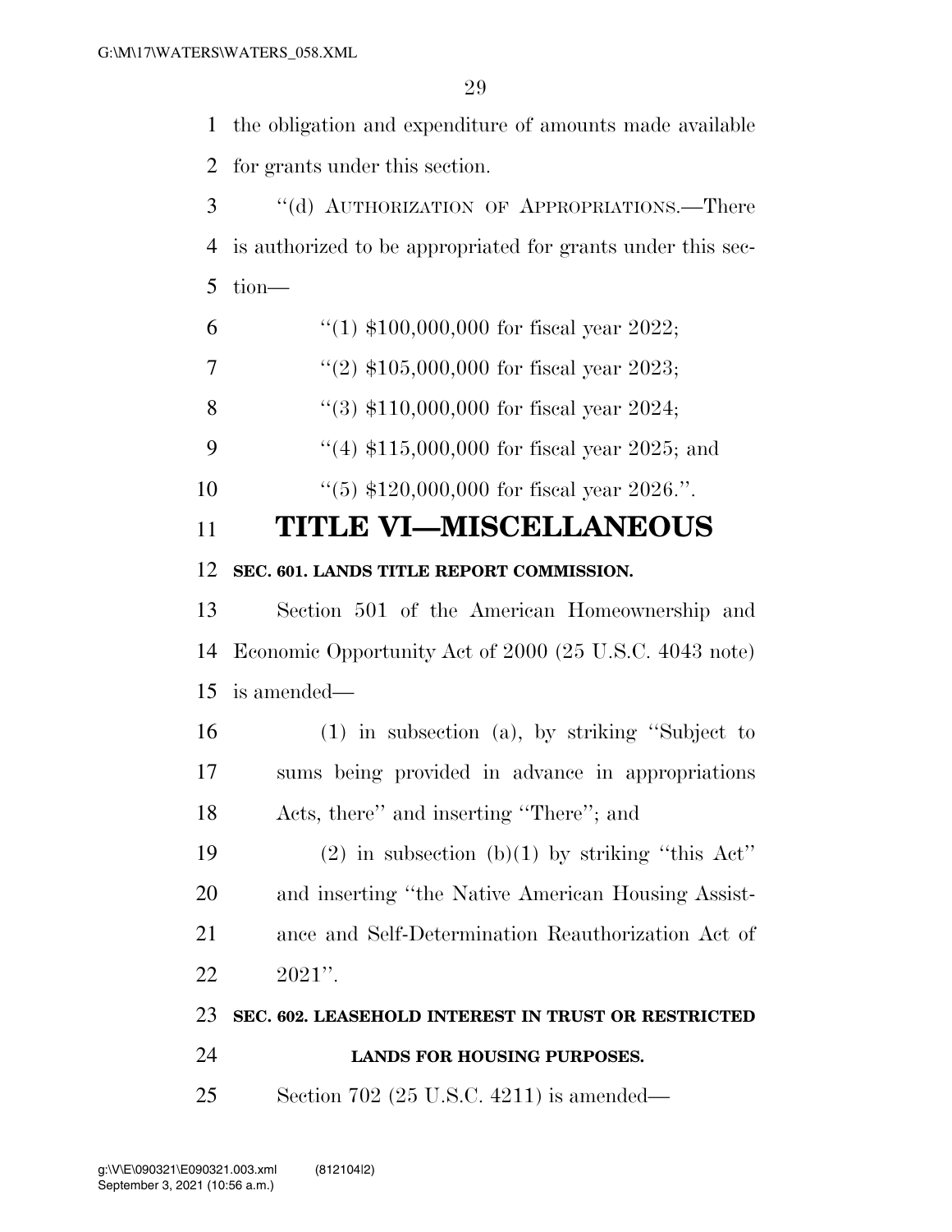the obligation and expenditure of amounts made available for grants under this section.

''(d) AUTHORIZATION OF APPROPRIATIONS.—There is authorized to be appropriated for grants under this section—

''(1) $100,000,000 for fiscal year 2022;

''(2) $105,000,000 for fiscal year 2023;

''(3) $110,000,000 for fiscal year 2024;

''(4) $115,000,000 for fiscal year 2025; and

''(5) $120,000,000 for fiscal year 2026.''.

# TITLE VI—MISCELLANEOUS

**SEC. 601. LANDS TITLE REPORT COMMISSION.**

Section 501 of the American Homeownership and Economic Opportunity Act of 2000 (25 U.S.C. 4043 note) is amended—

(1) in subsection (a), by striking ''Subject to sums being provided in advance in appropriations Acts, there'' and inserting ''There''; and

(2) in subsection (b)(1) by striking ''this Act'' and inserting ''the Native American Housing Assistance and Self-Determination Reauthorization Act of 2021''.

**SEC. 602. LEASEHOLD INTEREST IN TRUST OR RESTRICTED LANDS FOR HOUSING PURPOSES.**

Section 702 (25 U.S.C. 4211) is amended—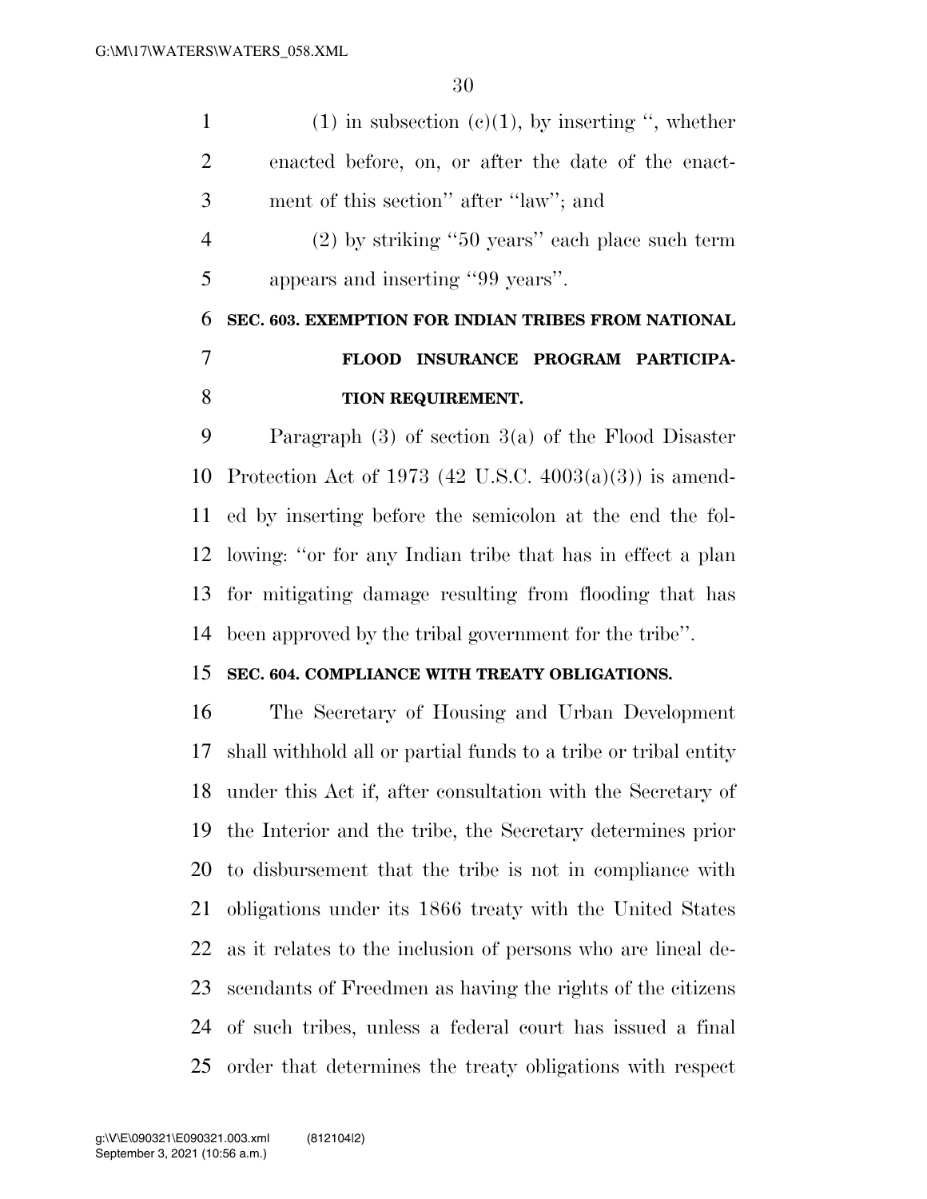(1) in subsection (c)(1), by inserting ", whether enacted before, on, or after the date of the enactment of this section" after "law"; and

(2) by striking "50 years" each place such term appears and inserting "99 years".

### SEC. 603. EXEMPTION FOR INDIAN TRIBES FROM NATIONAL FLOOD INSURANCE PROGRAM PARTICIPATION REQUIREMENT.

Paragraph (3) of section 3(a) of the Flood Disaster Protection Act of 1973 (42 U.S.C. 4003(a)(3)) is amended by inserting before the semicolon at the end the following: "or for any Indian tribe that has in effect a plan for mitigating damage resulting from flooding that has been approved by the tribal government for the tribe".

### SEC. 604. COMPLIANCE WITH TREATY OBLIGATIONS.

The Secretary of Housing and Urban Development shall withhold all or partial funds to a tribe or tribal entity under this Act if, after consultation with the Secretary of the Interior and the tribe, the Secretary determines prior to disbursement that the tribe is not in compliance with obligations under its 1866 treaty with the United States as it relates to the inclusion of persons who are lineal descendants of Freedmen as having the rights of the citizens of such tribes, unless a federal court has issued a final order that determines the treaty obligations with respect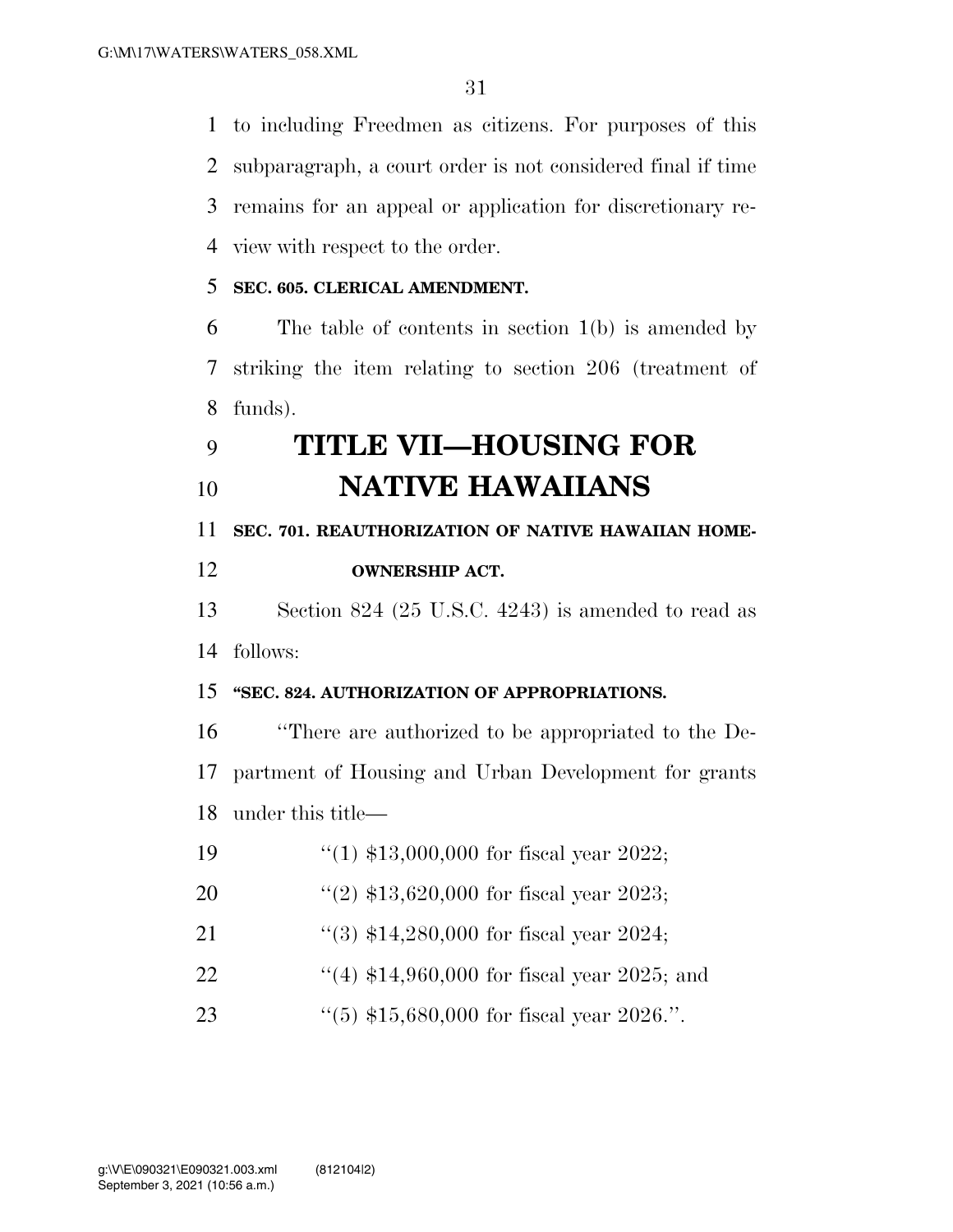to including Freedmen as citizens. For purposes of this subparagraph, a court order is not considered final if time remains for an appeal or application for discretionary review with respect to the order.

**SEC. 605. CLERICAL AMENDMENT.**

The table of contents in section 1(b) is amended by striking the item relating to section 206 (treatment of funds).

# TITLE VII—HOUSING FOR NATIVE HAWAIIANS

**SEC. 701. REAUTHORIZATION OF NATIVE HAWAIIAN HOMEOWNERSHIP ACT.**

Section 824 (25 U.S.C. 4243) is amended to read as follows:

**"SEC. 824. AUTHORIZATION OF APPROPRIATIONS.**

"There are authorized to be appropriated to the Department of Housing and Urban Development for grants under this title—

"(1) $13,000,000 for fiscal year 2022;

"(2) $13,620,000 for fiscal year 2023;

"(3) $14,280,000 for fiscal year 2024;

"(4) $14,960,000 for fiscal year 2025; and

"(5) $15,680,000 for fiscal year 2026.".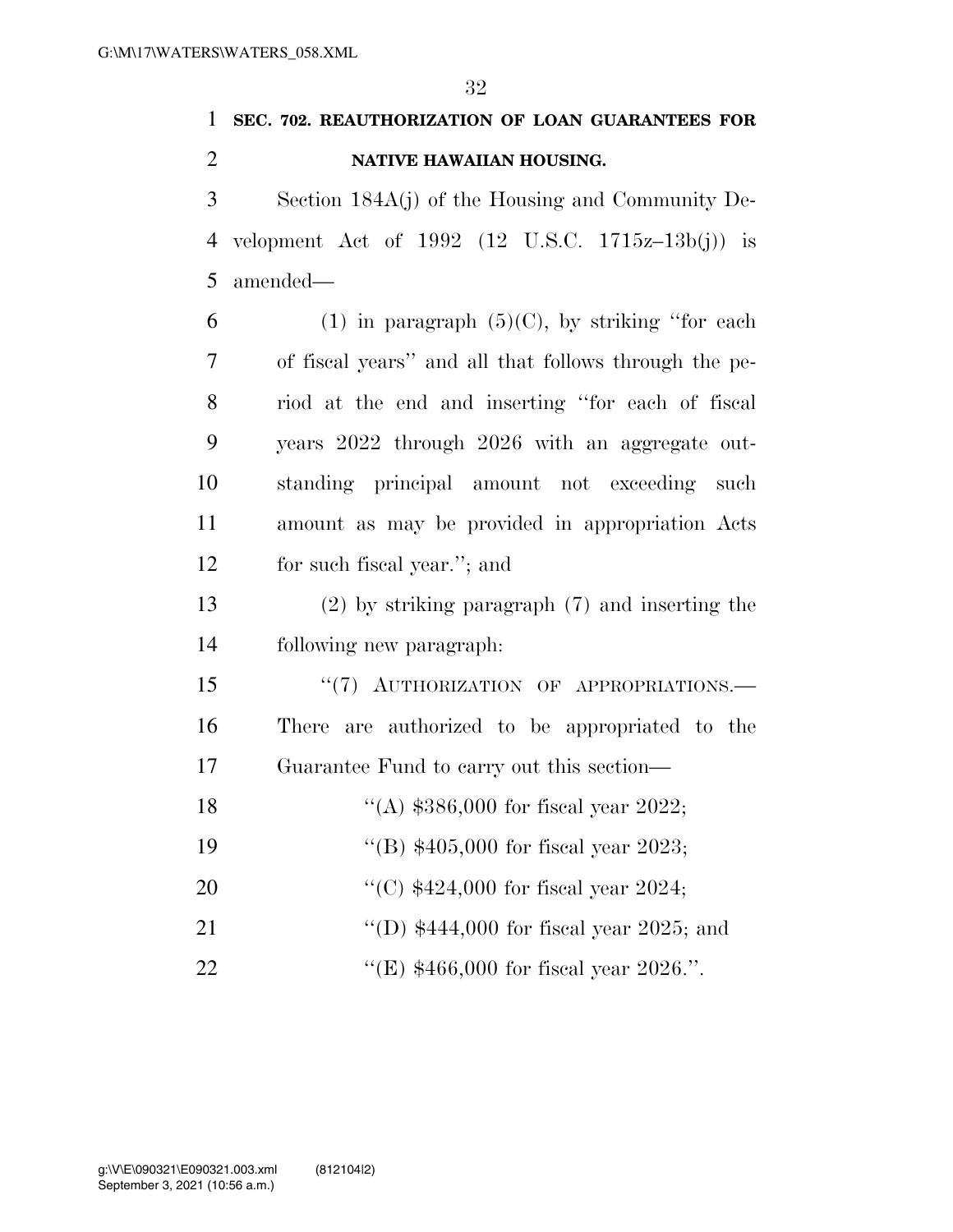**SEC. 702. REAUTHORIZATION OF LOAN GUARANTEES FOR NATIVE HAWAIIAN HOUSING.**

Section 184A(j) of the Housing and Community Development Act of 1992 (12 U.S.C. 1715z–13b(j)) is amended—

(1) in paragraph (5)(C), by striking "for each of fiscal years" and all that follows through the period at the end and inserting "for each of fiscal years 2022 through 2026 with an aggregate outstanding principal amount not exceeding such amount as may be provided in appropriation Acts for such fiscal year."; and

(2) by striking paragraph (7) and inserting the following new paragraph:

"(7) AUTHORIZATION OF APPROPRIATIONS.— There are authorized to be appropriated to the Guarantee Fund to carry out this section—

"(A) $386,000 for fiscal year 2022;

"(B) $405,000 for fiscal year 2023;

"(C) $424,000 for fiscal year 2024;

"(D) $444,000 for fiscal year 2025; and

"(E) $466,000 for fiscal year 2026.".